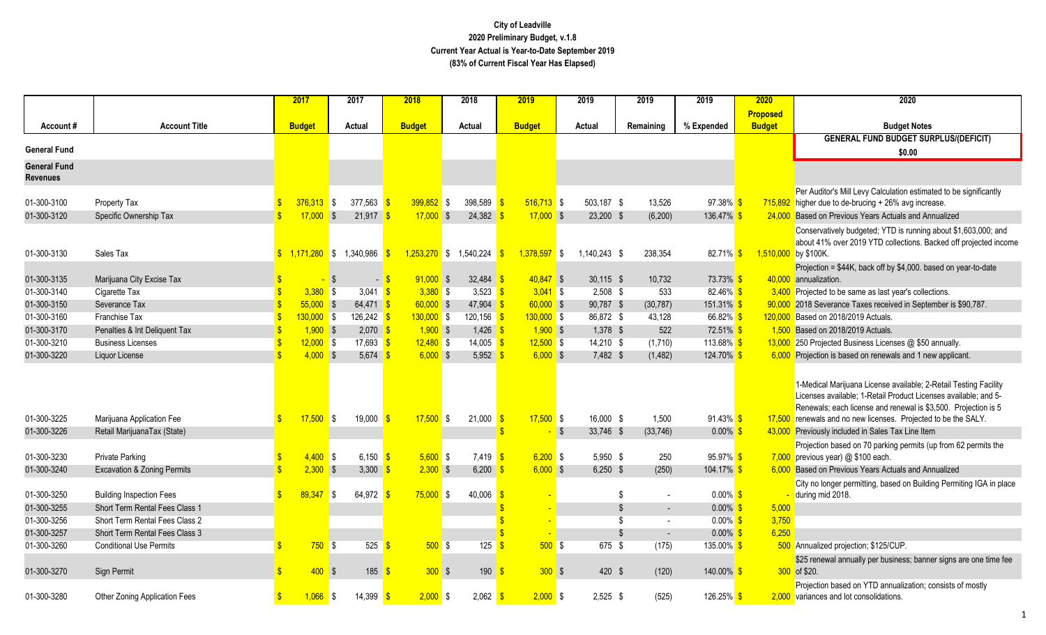**City of Leadville**
**2020 Preliminary Budget, v.1.8**
**Current Year Actual is Year-to-Date September 2019**
**(83% of Current Fiscal Year Has Elapsed)**

| Account # | Account Title | 2017 Budget | 2017 Actual | 2018 Budget | 2018 Actual | 2019 Budget | 2019 Actual | 2019 Remaining | 2019 % Expended | 2020 Proposed Budget | 2020 Budget Notes |
|---|---|---|---|---|---|---|---|---|---|---|---|
| General Fund | | | | | | | | | | | **GENERAL FUND BUDGET SURPLUS/(DEFICIT) $0.00** |
| General Fund Revenues | | | | | | | | | | | |
| 01-300-3100 | Property Tax | $ 376,313 | $ 377,563 | $ 399,852 | $ 398,589 | $ 516,713 | $ 503,187 | $ 13,526 | 97.38% | $ 715,892 | Per Auditor's Mill Levy Calculation estimated to be significantly higher due to de-brucing + 26% avg increase. |
| 01-300-3120 | Specific Ownership Tax | $ 17,000 | $ 21,917 | $ 17,000 | $ 24,382 | $ 17,000 | $ 23,200 | $ (6,200) | 136.47% | $ 24,000 | Based on Previous Years Actuals and Annualized |
| 01-300-3130 | Sales Tax | $ 1,171,280 | $ 1,340,986 | $ 1,253,270 | $ 1,540,224 | $ 1,378,597 | $ 1,140,243 | $ 238,354 | 82.71% | $ 1,510,000 | Conservatively budgeted; YTD is running about $1,603,000; and about 41% over 2019 YTD collections. Backed off projected income by $100K. |
| 01-300-3135 | Marijuana City Excise Tax | $ - | $ - | $ 91,000 | $ 32,484 | $ 40,847 | $ 30,115 | $ 10,732 | 73.73% | $ 40,000 | Projection = $44K, back off by $4,000. based on year-to-date annualization. |
| 01-300-3140 | Cigarette Tax | $ 3,380 | $ 3,041 | $ 3,380 | $ 3,523 | $ 3,041 | $ 2,508 | $ 533 | 82.46% | $ 3,400 | Projected to be same as last year's collections. |
| 01-300-3150 | Severance Tax | $ 55,000 | $ 64,471 | $ 60,000 | $ 47,904 | $ 60,000 | $ 90,787 | $ (30,787) | 151.31% | $ 90,000 | 2018 Severance Taxes received in September is $90,787. |
| 01-300-3160 | Franchise Tax | $ 130,000 | $ 126,242 | $ 130,000 | $ 120,156 | $ 130,000 | $ 86,872 | $ 43,128 | 66.82% | $ 120,000 | Based on 2018/2019 Actuals. |
| 01-300-3170 | Penalties & Int Deliquent Tax | $ 1,900 | $ 2,070 | $ 1,900 | $ 1,426 | $ 1,900 | $ 1,378 | $ 522 | 72.51% | $ 1,500 | Based on 2018/2019 Actuals. |
| 01-300-3210 | Business Licenses | $ 12,000 | $ 17,693 | $ 12,480 | $ 14,005 | $ 12,500 | $ 14,210 | $ (1,710) | 113.68% | $ 13,000 | 250 Projected Business Licenses @ $50 annually. |
| 01-300-3220 | Liquor License | $ 4,000 | $ 5,674 | $ 6,000 | $ 5,952 | $ 6,000 | $ 7,482 | $ (1,482) | 124.70% | $ 6,000 | Projection is based on renewals and 1 new applicant. |
| 01-300-3225 | Marijuana Application Fee | $ 17,500 | $ 19,000 | $ 17,500 | $ 21,000 | $ 17,500 | $ 16,000 | $ 1,500 | 91.43% | $ 17,500 | 1-Medical Marijuana License available; 2-Retail Testing Facility Licenses available; 1-Retail Product Licenses available; and 5-Renewals; each license and renewal is $3,500. Projection is 5 renewals and no new licenses. Projected to be the SALY. |
| 01-300-3226 | Retail MarijuanaTax (State) | | | | | $ - | $ 33,746 | $ (33,746) | 0.00% | $ 43,000 | Previously included in Sales Tax Line Item |
| 01-300-3230 | Private Parking | $ 4,400 | $ 6,150 | $ 5,600 | $ 7,419 | $ 6,200 | $ 5,950 | $ 250 | 95.97% | $ 7,000 | Projection based on 70 parking permits (up from 62 permits the previous year) @ $100 each. |
| 01-300-3240 | Excavation & Zoning Permits | $ 2,300 | $ 3,300 | $ 2,300 | $ 6,200 | $ 6,000 | $ 6,250 | $ (250) | 104.17% | $ 6,000 | Based on Previous Years Actuals and Annualized |
| 01-300-3250 | Building Inspection Fees | $ 89,347 | $ 64,972 | $ 75,000 | $ 40,006 | $ - | | $ - | 0.00% | $ - | City no longer permitting, based on Building Permiting IGA in place during mid 2018. |
| 01-300-3255 | Short Term Rental Fees Class 1 | | | | | $ - | | $ - | 0.00% | $ 5,000 | |
| 01-300-3256 | Short Term Rental Fees Class 2 | | | | | $ - | | $ - | 0.00% | $ 3,750 | |
| 01-300-3257 | Short Term Rental Fees Class 3 | | | | | $ - | | $ - | 0.00% | $ 6,250 | |
| 01-300-3260 | Conditional Use Permits | $ 750 | $ 525 | $ 500 | $ 125 | $ 500 | $ 675 | $ (175) | 135.00% | $ 500 | Annualized projection; $125/CUP. |
| 01-300-3270 | Sign Permit | $ 400 | $ 185 | $ 300 | $ 190 | $ 300 | $ 420 | $ (120) | 140.00% | $ 300 | $25 renewal annually per business; banner signs are one time fee of $20. |
| 01-300-3280 | Other Zoning Application Fees | $ 1,066 | $ 14,399 | $ 2,000 | $ 2,062 | $ 2,000 | $ 2,525 | $ (525) | 126.25% | $ 2,000 | Projection based on YTD annualization; consists of mostly variances and lot consolidations. |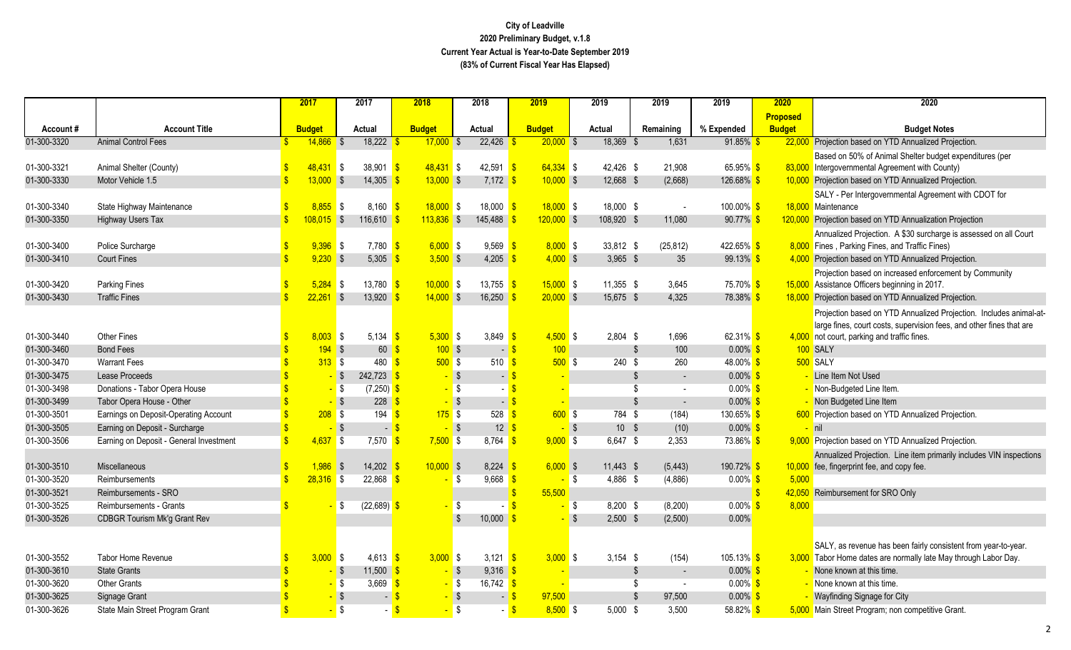# City of Leadville
## 2020 Preliminary Budget, v.1.8
### Current Year Actual is Year-to-Date September 2019
### (83% of Current Fiscal Year Has Elapsed)

| Account # | Account Title | 2017 Budget | 2017 Actual | 2018 Budget | 2018 Actual | 2019 Budget | 2019 Actual | 2019 Remaining | 2019 % Expended | 2020 Proposed Budget | 2020 Budget Notes |
|---|---|---|---|---|---|---|---|---|---|---|---|
| 01-300-3320 | Animal Control Fees | $ 14,866 | $ 18,222 | $ 17,000 | $ 22,426 | $ 20,000 | $ 18,369 | $ 1,631 | 91.85% | $ 22,000 | Projection based on YTD Annualized Projection. |
| 01-300-3321 | Animal Shelter (County) | $ 48,431 | $ 38,901 | $ 48,431 | $ 42,591 | $ 64,334 | $ 42,426 | $ 21,908 | 65.95% | $ 83,000 | Based on 50% of Animal Shelter budget expenditures (per Intergovernmental Agreement with County) |
| 01-300-3330 | Motor Vehicle 1.5 | $ 13,000 | $ 14,305 | $ 13,000 | $ 7,172 | $ 10,000 | $ 12,668 | $ (2,668) | 126.68% | $ 10,000 | Projection based on YTD Annualized Projection. |
| 01-300-3340 | State Highway Maintenance | $ 8,855 | $ 8,160 | $ 18,000 | $ 18,000 | $ 18,000 | $ 18,000 | $ - | 100.00% | $ 18,000 | SALY - Per Intergovernmental Agreement with CDOT for Maintenance |
| 01-300-3350 | Highway Users Tax | $ 108,015 | $ 116,610 | $ 113,836 | $ 145,488 | $ 120,000 | $ 108,920 | $ 11,080 | 90.77% | $ 120,000 | Projection based on YTD Annualization Projection |
| 01-300-3400 | Police Surcharge | $ 9,396 | $ 7,780 | $ 6,000 | $ 9,569 | $ 8,000 | $ 33,812 | $ (25,812) | 422.65% | $ 8,000 | Annualized Projection. A $30 surcharge is assessed on all Court Fines , Parking Fines, and Traffic Fines) |
| 01-300-3410 | Court Fines | $ 9,230 | $ 5,305 | $ 3,500 | $ 4,205 | $ 4,000 | $ 3,965 | $ 35 | 99.13% | $ 4,000 | Projection based on YTD Annualized Projection. |
| 01-300-3420 | Parking Fines | $ 5,284 | $ 13,780 | $ 10,000 | $ 13,755 | $ 15,000 | $ 11,355 | $ 3,645 | 75.70% | $ 15,000 | Projection based on increased enforcement by Community Assistance Officers beginning in 2017. |
| 01-300-3430 | Traffic Fines | $ 22,261 | $ 13,920 | $ 14,000 | $ 16,250 | $ 20,000 | $ 15,675 | $ 4,325 | 78.38% | $ 18,000 | Projection based on YTD Annualized Projection. |
| 01-300-3440 | Other Fines | $ 8,003 | $ 5,134 | $ 5,300 | $ 3,849 | $ 4,500 | $ 2,804 | $ 1,696 | 62.31% | $ 4,000 | Projection based on YTD Annualized Projection. Includes animal-at-large fines, court costs, supervision fees, and other fines that are not court, parking and traffic fines. |
| 01-300-3460 | Bond Fees | $ 194 | $ 60 | $ 100 | $ - | $ 100 | | $ 100 | 0.00% | $ 100 | SALY |
| 01-300-3470 | Warrant Fees | $ 313 | $ 480 | $ 500 | $ 510 | $ 500 | $ 240 | $ 260 | 48.00% | $ 500 | SALY |
| 01-300-3475 | Lease Proceeds | $ - | $ 242,723 | $ - | $ - | $ - | | $ - | 0.00% | $ - | Line Item Not Used |
| 01-300-3498 | Donations - Tabor Opera House | $ - | $ (7,250) | $ - | $ - | $ - | | $ - | 0.00% | $ - | Non-Budgeted Line Item. |
| 01-300-3499 | Tabor Opera House - Other | $ - | $ 228 | $ - | $ - | $ - | | $ - | 0.00% | $ - | Non Budgeted Line Item |
| 01-300-3501 | Earnings on Deposit-Operating Account | $ 208 | $ 194 | $ 175 | $ 528 | $ 600 | $ 784 | $ (184) | 130.65% | $ 600 | Projection based on YTD Annualized Projection. |
| 01-300-3505 | Earning on Deposit - Surcharge | $ - | $ - | $ - | $ 12 | $ - | $ 10 | $ (10) | 0.00% | $ - | nil |
| 01-300-3506 | Earning on Deposit - General Investment | $ 4,637 | $ 7,570 | $ 7,500 | $ 8,764 | $ 9,000 | $ 6,647 | $ 2,353 | 73.86% | $ 9,000 | Projection based on YTD Annualized Projection. |
| 01-300-3510 | Miscellaneous | $ 1,986 | $ 14,202 | $ 10,000 | $ 8,224 | $ 6,000 | $ 11,443 | $ (5,443) | 190.72% | $ 10,000 | Annualized Projection. Line item primarily includes VIN inspections fee, fingerprint fee, and copy fee. |
| 01-300-3520 | Reimbursements | $ 28,316 | $ 22,868 | $ - | $ 9,668 | $ - | $ 4,886 | $ (4,886) | 0.00% | $ 5,000 | |
| 01-300-3521 | Reimbursements - SRO | | | | | $ 55,500 | | | | $ 42,050 | Reimbursement for SRO Only |
| 01-300-3525 | Reimbursements - Grants | $ - | $ (22,689) | $ - | $ - | $ - | $ 8,200 | $ (8,200) | 0.00% | $ 8,000 | |
| 01-300-3526 | CDBGR Tourism Mk'g Grant Rev | | | | $ 10,000 | $ - | $ 2,500 | $ (2,500) | 0.00% | | |
| 01-300-3552 | Tabor Home Revenue | $ 3,000 | $ 4,613 | $ 3,000 | $ 3,121 | $ 3,000 | $ 3,154 | $ (154) | 105.13% | $ 3,000 | SALY, as revenue has been fairly consistent from year-to-year. Tabor Home dates are normally late May through Labor Day. |
| 01-300-3610 | State Grants | $ - | $ 11,500 | $ - | $ 9,316 | $ - | | $ - | 0.00% | $ - | None known at this time. |
| 01-300-3620 | Other Grants | $ - | $ 3,669 | $ - | $ 16,742 | $ - | | $ - | 0.00% | $ - | None known at this time. |
| 01-300-3625 | Signage Grant | $ - | $ - | $ - | $ - | $ 97,500 | | $ 97,500 | 0.00% | $ - | Wayfinding Signage for City |
| 01-300-3626 | State Main Street Program Grant | $ - | $ - | $ - | $ - | $ 8,500 | $ 5,000 | $ 3,500 | 58.82% | $ 5,000 | Main Street Program; non competitive Grant. |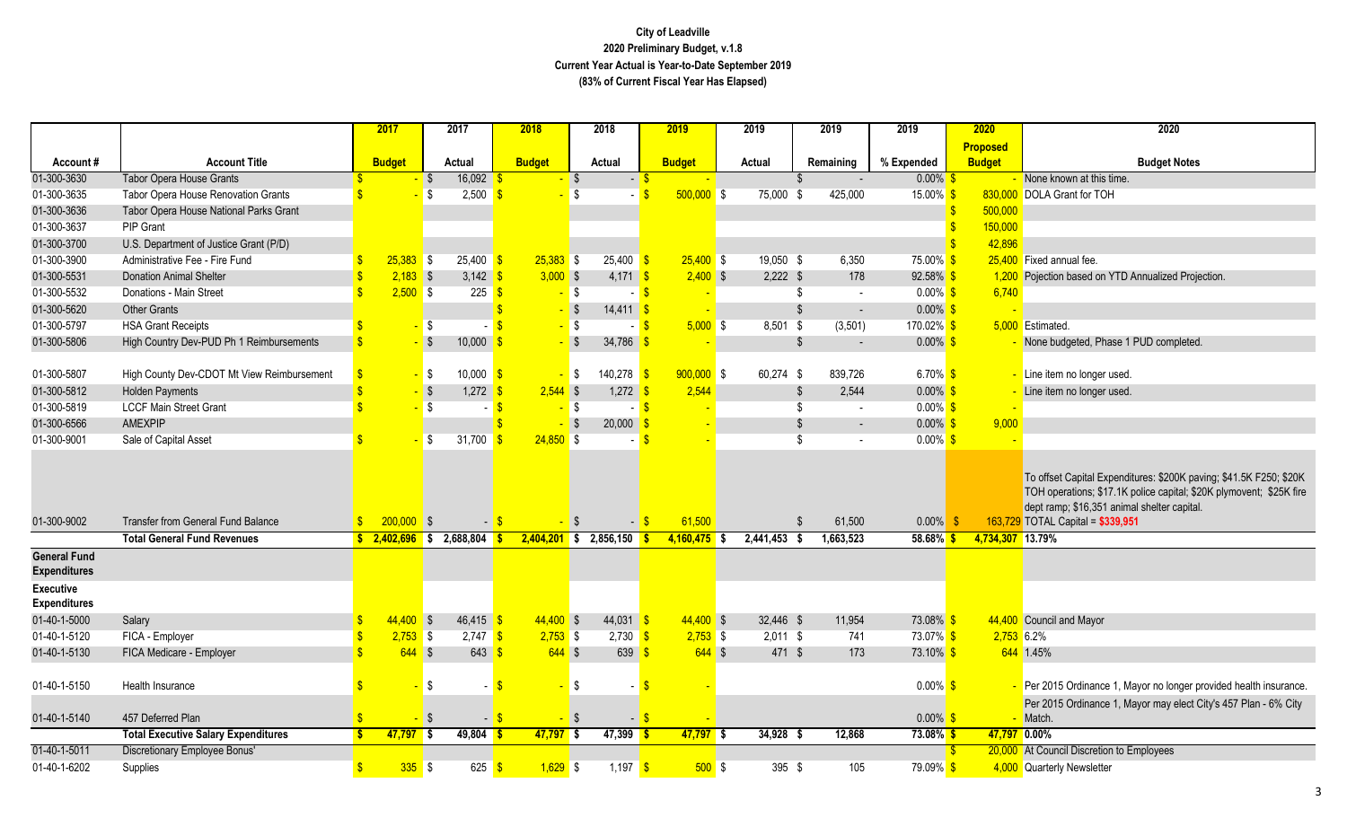**City of Leadville**
**2020 Preliminary Budget, v.1.8**
**Current Year Actual is Year-to-Date September 2019**
**(83% of Current Fiscal Year Has Elapsed)**

| Account # | Account Title | 2017 Budget | 2017 Actual | 2018 Budget | 2018 Actual | 2019 Budget | 2019 Actual | 2019 Remaining | 2019 % Expended | 2020 Proposed Budget | 2020 Budget Notes |
|---|---|---|---|---|---|---|---|---|---|---|---|
| 01-300-3630 | Tabor Opera House Grants | $ - | $ 16,092 | $ - | $ - | $ - | | $ - | 0.00% | $ - | None known at this time. |
| 01-300-3635 | Tabor Opera House Renovation Grants | $ - | $ 2,500 | $ - | $ - | $ 500,000 | $ 75,000 | $ 425,000 | 15.00% | $ 830,000 | DOLA Grant for TOH |
| 01-300-3636 | Tabor Opera House National Parks Grant | | | | | | | | | $ 500,000 | |
| 01-300-3637 | PIP Grant | | | | | | | | | $ 150,000 | |
| 01-300-3700 | U.S. Department of Justice Grant (P/D) | | | | | | | | | $ 42,896 | |
| 01-300-3900 | Administrative Fee - Fire Fund | $ 25,383 | $ 25,400 | $ 25,383 | $ 25,400 | $ 25,400 | $ 19,050 | $ 6,350 | 75.00% | $ 25,400 | Fixed annual fee. |
| 01-300-5531 | Donation Animal Shelter | $ 2,183 | $ 3,142 | $ 3,000 | $ 4,171 | $ 2,400 | $ 2,222 | $ 178 | 92.58% | $ 1,200 | Pojection based on YTD Annualized Projection. |
| 01-300-5532 | Donations - Main Street | $ 2,500 | $ 225 | $ - | $ - | $ - | | $ - | 0.00% | $ 6,740 | |
| 01-300-5620 | Other Grants | | | $ - | $ 14,411 | $ - | | $ - | 0.00% | $ - | |
| 01-300-5797 | HSA Grant Receipts | $ - | $ - | $ - | $ - | $ 5,000 | $ 8,501 | $ (3,501) | 170.02% | $ 5,000 | Estimated. |
| 01-300-5806 | High Country Dev-PUD Ph 1 Reimbursements | $ - | $ 10,000 | $ - | $ 34,786 | $ - | | $ - | 0.00% | $ - | None budgeted, Phase 1 PUD completed. |
| 01-300-5807 | High County Dev-CDOT Mt View Reimbursement | $ - | $ 10,000 | $ - | $ 140,278 | $ 900,000 | $ 60,274 | $ 839,726 | 6.70% | $ - | Line item no longer used. |
| 01-300-5812 | Holden Payments | $ - | $ 1,272 | $ 2,544 | $ 1,272 | $ 2,544 | | $ 2,544 | 0.00% | $ - | Line item no longer used. |
| 01-300-5819 | LCCF Main Street Grant | $ - | $ - | $ - | $ - | $ - | | $ - | 0.00% | $ - | |
| 01-300-6566 | AMEXPIP | | | $ - | $ 20,000 | $ - | | $ - | 0.00% | $ 9,000 | |
| 01-300-9001 | Sale of Capital Asset | $ - | $ 31,700 | $ 24,850 | $ - | $ - | | $ - | 0.00% | $ - | |
| 01-300-9002 | Transfer from General Fund Balance | $ 200,000 | $ - | $ - | $ - | $ 61,500 | | $ 61,500 | 0.00% | $ 163,729 | To offset Capital Expenditures: $200K paving; $41.5K F250; $20K TOH operations; $17.1K police capital; $20K plymovent; $25K fire dept ramp; $16,351 animal shelter capital. TOTAL Capital = **$339,951** |
| | **Total General Fund Revenues** | **$ 2,402,696** | **$ 2,688,804** | **$ 2,404,201** | **$ 2,856,150** | **$ 4,160,475** | **$ 2,441,453** | **$ 1,663,523** | **58.68%** | **$ 4,734,307** | **13.79%** |
| **General Fund Expenditures** | | | | | | | | | | | |
| **Executive Expenditures** | | | | | | | | | | | |
| 01-40-1-5000 | Salary | $ 44,400 | $ 46,415 | $ 44,400 | $ 44,031 | $ 44,400 | $ 32,446 | $ 11,954 | 73.08% | $ 44,400 | Council and Mayor |
| 01-40-1-5120 | FICA - Employer | $ 2,753 | $ 2,747 | $ 2,753 | $ 2,730 | $ 2,753 | $ 2,011 | $ 741 | 73.07% | $ 2,753 | 6.2% |
| 01-40-1-5130 | FICA Medicare - Employer | $ 644 | $ 643 | $ 644 | $ 639 | $ 644 | $ 471 | $ 173 | 73.10% | $ 644 | 1.45% |
| 01-40-1-5150 | Health Insurance | $ - | $ - | $ - | $ - | $ - | | | 0.00% | $ - | Per 2015 Ordinance 1, Mayor no longer provided health insurance. |
| 01-40-1-5140 | 457 Deferred Plan | $ - | $ - | $ - | $ - | $ - | | | 0.00% | $ - | Per 2015 Ordinance 1, Mayor may elect City's 457 Plan - 6% City Match. |
| | **Total Executive Salary Expenditures** | **$ 47,797** | **$ 49,804** | **$ 47,797** | **$ 47,399** | **$ 47,797** | **$ 34,928** | **$ 12,868** | **73.08%** | **$ 47,797** | **0.00%** |
| 01-40-1-5011 | Discretionary Employee Bonus' | | | | | | | | | $ 20,000 | At Council Discretion to Employees |
| 01-40-1-6202 | Supplies | $ 335 | $ 625 | $ 1,629 | $ 1,197 | $ 500 | $ 395 | $ 105 | 79.09% | $ 4,000 | Quarterly Newsletter |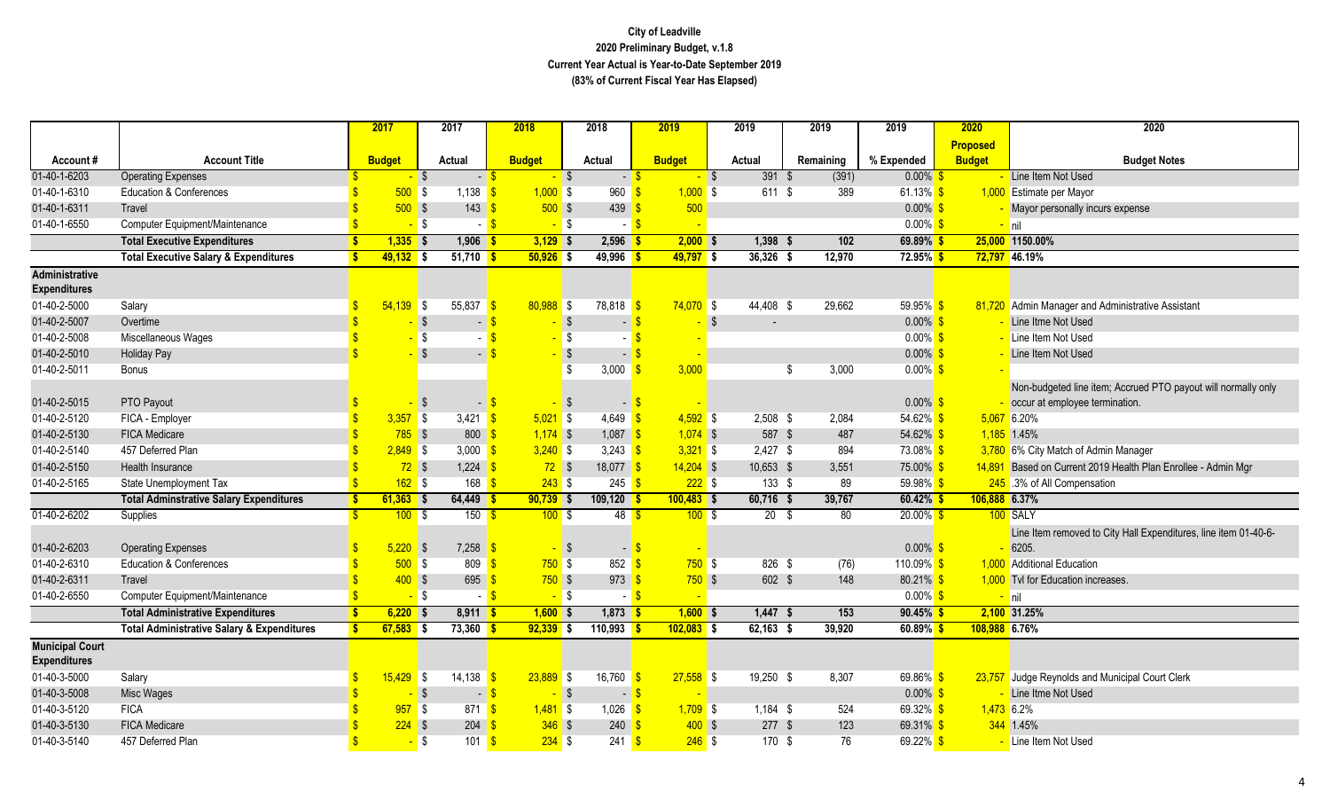# City of Leadville
## 2020 Preliminary Budget, v.1.8
### Current Year Actual is Year-to-Date September 2019
### (83% of Current Fiscal Year Has Elapsed)

| Account # | Account Title | 2017 Budget | 2017 Actual | 2018 Budget | 2018 Actual | 2019 Budget | 2019 Actual | 2019 Remaining | 2019 % Expended | 2020 Proposed Budget | 2020 Budget Notes |
|---|---|---|---|---|---|---|---|---|---|---|---|
| 01-40-1-6203 | Operating Expenses | $ - | $ - | $ - | $ - | $ - | $ 391 | $ (391) | 0.00% | $ - | Line Item Not Used |
| 01-40-1-6310 | Education & Conferences | $ 500 | $ 1,138 | $ 1,000 | $ 960 | $ 1,000 | $ 611 | $ 389 | 61.13% | $ 1,000 | Estimate per Mayor |
| 01-40-1-6311 | Travel | $ 500 | $ 143 | $ 500 | $ 439 | $ 500 | | | 0.00% | $ - | Mayor personally incurs expense |
| 01-40-1-6550 | Computer Equipment/Maintenance | $ - | $ - | $ - | $ - | $ - | | | 0.00% | $ - | nil |
| | **Total Executive Expenditures** | **$ 1,335** | **$ 1,906** | **$ 3,129** | **$ 2,596** | **$ 2,000** | **$ 1,398** | **$ 102** | **69.89%** | **$ 25,000** | **1150.00%** |
| | **Total Executive Salary & Expenditures** | **$ 49,132** | **$ 51,710** | **$ 50,926** | **$ 49,996** | **$ 49,797** | **$ 36,326** | **$ 12,970** | **72.95%** | **$ 72,797** | **46.19%** |
| **Administrative Expenditures** | | | | | | | | | | | |
| 01-40-2-5000 | Salary | $ 54,139 | $ 55,837 | $ 80,988 | $ 78,818 | $ 74,070 | $ 44,408 | $ 29,662 | 59.95% | $ 81,720 | Admin Manager and Administrative Assistant |
| 01-40-2-5007 | Overtime | $ - | $ - | $ - | $ - | $ - | $ - | | 0.00% | $ - | Line Itme Not Used |
| 01-40-2-5008 | Miscellaneous Wages | $ - | $ - | $ - | $ - | $ - | | | 0.00% | $ - | Line Item Not Used |
| 01-40-2-5010 | Holiday Pay | $ - | $ - | $ - | $ - | $ - | | | 0.00% | $ - | Line Item Not Used |
| 01-40-2-5011 | Bonus | | | | $ 3,000 | $ 3,000 | | $ 3,000 | 0.00% | $ - | |
| 01-40-2-5015 | PTO Payout | $ - | $ - | $ - | $ - | $ - | | | 0.00% | $ - | Non-budgeted line item; Accrued PTO payout will normally only occur at employee termination. |
| 01-40-2-5120 | FICA - Employer | $ 3,357 | $ 3,421 | $ 5,021 | $ 4,649 | $ 4,592 | $ 2,508 | $ 2,084 | 54.62% | $ 5,067 | 6.20% |
| 01-40-2-5130 | FICA Medicare | $ 785 | $ 800 | $ 1,174 | $ 1,087 | $ 1,074 | $ 587 | $ 487 | 54.62% | $ 1,185 | 1.45% |
| 01-40-2-5140 | 457 Deferred Plan | $ 2,849 | $ 3,000 | $ 3,240 | $ 3,243 | $ 3,321 | $ 2,427 | $ 894 | 73.08% | $ 3,780 | 6% City Match of Admin Manager |
| 01-40-2-5150 | Health Insurance | $ 72 | $ 1,224 | $ 72 | $ 18,077 | $ 14,204 | $ 10,653 | $ 3,551 | 75.00% | $ 14,891 | Based on Current 2019 Health Plan Enrollee - Admin Mgr |
| 01-40-2-5165 | State Unemployment Tax | $ 162 | $ 168 | $ 243 | $ 245 | $ 222 | $ 133 | $ 89 | 59.98% | $ 245 | .3% of All Compensation |
| | **Total Adminstrative Salary Expenditures** | **$ 61,363** | **$ 64,449** | **$ 90,739** | **$ 109,120** | **$ 100,483** | **$ 60,716** | **$ 39,767** | **60.42%** | **$ 106,888** | **6.37%** |
| 01-40-2-6202 | Supplies | $ 100 | $ 150 | $ 100 | $ 48 | $ 100 | $ 20 | $ 80 | 20.00% | $ 100 | SALY |
| 01-40-2-6203 | Operating Expenses | $ 5,220 | $ 7,258 | $ - | $ - | $ - | | | 0.00% | $ - | Line Item removed to City Hall Expenditures, line item 01-40-6-6205. |
| 01-40-2-6310 | Education & Conferences | $ 500 | $ 809 | $ 750 | $ 852 | $ 750 | $ 826 | $ (76) | 110.09% | $ 1,000 | Additional Education |
| 01-40-2-6311 | Travel | $ 400 | $ 695 | $ 750 | $ 973 | $ 750 | $ 602 | $ 148 | 80.21% | $ 1,000 | Tvl for Education increases. |
| 01-40-2-6550 | Computer Equipment/Maintenance | $ - | $ - | $ - | $ - | $ - | | | 0.00% | $ - | nil |
| | **Total Administrative Expenditures** | **$ 6,220** | **$ 8,911** | **$ 1,600** | **$ 1,873** | **$ 1,600** | **$ 1,447** | **$ 153** | **90.45%** | **$ 2,100** | **31.25%** |
| | **Total Administrative Salary & Expenditures** | **$ 67,583** | **$ 73,360** | **$ 92,339** | **$ 110,993** | **$ 102,083** | **$ 62,163** | **$ 39,920** | **60.89%** | **$ 108,988** | **6.76%** |
| **Municipal Court Expenditures** | | | | | | | | | | | |
| 01-40-3-5000 | Salary | $ 15,429 | $ 14,138 | $ 23,889 | $ 16,760 | $ 27,558 | $ 19,250 | $ 8,307 | 69.86% | $ 23,757 | Judge Reynolds and Municipal Court Clerk |
| 01-40-3-5008 | Misc Wages | $ - | $ - | $ - | $ - | $ - | | | 0.00% | $ - | Line Itme Not Used |
| 01-40-3-5120 | FICA | $ 957 | $ 871 | $ 1,481 | $ 1,026 | $ 1,709 | $ 1,184 | $ 524 | 69.32% | $ 1,473 | 6.2% |
| 01-40-3-5130 | FICA Medicare | $ 224 | $ 204 | $ 346 | $ 240 | $ 400 | $ 277 | $ 123 | 69.31% | $ 344 | 1.45% |
| 01-40-3-5140 | 457 Deferred Plan | $ - | $ 101 | $ 234 | $ 241 | $ 246 | $ 170 | $ 76 | 69.22% | $ - | Line Item Not Used |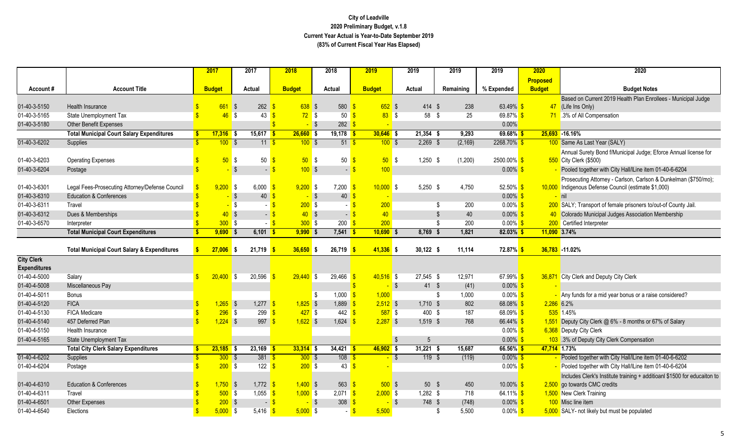# City of Leadville

## 2020 Preliminary Budget, v.1.8

### Current Year Actual is Year-to-Date September 2019

### (83% of Current Fiscal Year Has Elapsed)

| Account # | Account Title | 2017 Budget | 2017 Actual | 2018 Budget | 2018 Actual | 2019 Budget | 2019 Actual | 2019 Remaining | 2019 % Expended | 2020 Proposed Budget | 2020 Budget Notes |
|---|---|---|---|---|---|---|---|---|---|---|---|
| 01-40-3-5150 | Health Insurance | $ 661 | $ 262 | $ 638 | $ 580 | $ 652 | $ 414 | $ 238 | 63.49% | $ 47 | Based on Current 2019 Health Plan Enrollees - Municipal Judge (Life Ins Only) |
| 01-40-3-5165 | State Unemployment Tax | $ 46 | $ 43 | $ 72 | $ 50 | $ 83 | $ 58 | $ 25 | 69.87% | $ 71 | .3% of All Compensation |
| 01-40-3-5180 | Other Benefit Expenses | | | $ - | $ 282 | $ - | | | 0.00% | | |
| | **Total Municipal Court Salary Expenditures** | **$ 17,316** | **$ 15,617** | **$ 26,660** | **$ 19,178** | **$ 30,646** | **$ 21,354** | **$ 9,293** | **69.68%** | **$ 25,693** | **-16.16%** |
| 01-40-3-6202 | Supplies | $ 100 | $ 11 | $ 100 | $ 51 | $ 100 | $ 2,269 | $ (2,169) | 2268.70% | $ 100 | Same As Last Year (SALY) |
| 01-40-3-6203 | Operating Expenses | $ 50 | $ 50 | $ 50 | $ 50 | $ 50 | $ 1,250 | $ (1,200) | 2500.00% | $ 550 | Annual Surety Bond f/Municipal Judge; Eforce Annual license for City Clerk ($500) |
| 01-40-3-6204 | Postage | $ - | $ - | $ 100 | $ - | $ 100 | | | 0.00% | $ - | Pooled together with City Hall/lLine item 01-40-6-6204 |
| 01-40-3-6301 | Legal Fees-Prosecuting Attorney/Defense Council | $ 9,200 | $ 6,000 | $ 9,200 | $ 7,200 | $ 10,000 | $ 5,250 | $ 4,750 | 52.50% | $ 10,000 | Prosecuting Attorney - Carlson, Carlson & Dunkelman ($750/mo); Indigenous Defense Council (estimate $1,000) |
| 01-40-3-6310 | Education & Conferences | $ - | $ 40 | $ - | $ 40 | $ - | | | 0.00% | $ - | nil |
| 01-40-3-6311 | Travel | $ - | $ - | $ 200 | $ - | $ 200 | | $ 200 | 0.00% | $ 200 | SALY; Transport of female prisoners to/out-of County Jail. |
| 01-40-3-6312 | Dues & Memberships | $ 40 | $ - | $ 40 | $ - | $ 40 | | $ 40 | 0.00% | $ 40 | Colorado Municipal Judges Association Membership |
| 01-40-3-6570 | Interpreter | $ 300 | $ - | $ 300 | $ 200 | $ 200 | | $ 200 | 0.00% | $ 200 | Certified Interpreter |
| | **Total Municipal Court Expenditures** | **$ 9,690** | **$ 6,101** | **$ 9,990** | **$ 7,541** | **$ 10,690** | **$ 8,769** | **$ 1,821** | **82.03%** | **$ 11,090** | **3.74%** |
| | **Total Municipal Court Salary & Expenditures** | **$ 27,006** | **$ 21,719** | **$ 36,650** | **$ 26,719** | **$ 41,336** | **$ 30,122** | **$ 11,114** | **72.87%** | **$ 36,783** | **-11.02%** |
| **City Clerk Expenditures** | | | | | | | | | | | |
| 01-40-4-5000 | Salary | $ 20,400 | $ 20,596 | $ 29,440 | $ 29,466 | $ 40,516 | $ 27,545 | $ 12,971 | 67.99% | $ 36,871 | City Clerk and Deputy City Clerk |
| 01-40-4-5008 | Miscellaneous Pay | | | | | $ - | $ 41 | $ (41) | 0.00% | $ - | |
| 01-40-4-5011 | Bonus | | | | $ 1,000 | $ 1,000 | | $ 1,000 | 0.00% | $ - | Any funds for a mid year bonus or a raise considered? |
| 01-40-4-5120 | FICA | $ 1,265 | $ 1,277 | $ 1,825 | $ 1,889 | $ 2,512 | $ 1,710 | $ 802 | 68.08% | $ 2,286 | 6.2% |
| 01-40-4-5130 | FICA Medicare | $ 296 | $ 299 | $ 427 | $ 442 | $ 587 | $ 400 | $ 187 | 68.09% | $ 535 | 1.45% |
| 01-40-4-5140 | 457 Deferred Plan | $ 1,224 | $ 997 | $ 1,622 | $ 1,624 | $ 2,287 | $ 1,519 | $ 768 | 66.44% | $ 1,551 | Deputy City Clerk @ 6% - 8 months or 67% of Salary |
| 01-40-4-5150 | Health Insurance | | | | | | | | 0.00% | $ 6,368 | Deputy City Clerk |
| 01-40-4-5165 | State Unemployment Tax | | | | | | $ 5 | | 0.00% | $ 103 | .3% of Deputy City Clerk Compensation |
| | **Total City Clerk Salary Expenditures** | **$ 23,185** | **$ 23,169** | **$ 33,314** | **$ 34,421** | **$ 46,902** | **$ 31,221** | **$ 15,687** | **66.56%** | **$ 47,714** | **1.73%** |
| 01-40-4-6202 | Supplies | $ 300 | $ 381 | $ 300 | $ 108 | $ - | $ 119 | $ (119) | 0.00% | $ - | Pooled together with City Hall/lLine item 01-40-6-6202 |
| 01-40-4-6204 | Postage | $ 200 | $ 122 | $ 200 | $ 43 | $ - | | | 0.00% | $ - | Pooled together with City Hall/lLine item 01-40-6-6204 |
| 01-40-4-6310 | Education & Conferences | $ 1,750 | $ 1,772 | $ 1,400 | $ 563 | $ 500 | $ 50 | $ 450 | 10.00% | $ 2,500 | Includes Clerk's Institute training + additioanl $1500 for educaiton to go towards CMC credits |
| 01-40-4-6311 | Travel | $ 500 | $ 1,055 | $ 1,000 | $ 2,071 | $ 2,000 | $ 1,282 | $ 718 | 64.11% | $ 1,500 | New Clerk Training |
| 01-40-4-6501 | Other Expenses | $ 200 | $ - | $ - | $ 308 | $ - | $ 748 | $ (748) | 0.00% | $ 100 | Misc line item |
| 01-40-4-6540 | Elections | $ 5,000 | $ 5,416 | $ 5,000 | $ - | $ 5,500 | | $ 5,500 | 0.00% | $ 5,000 | SALY- not likely but must be populated |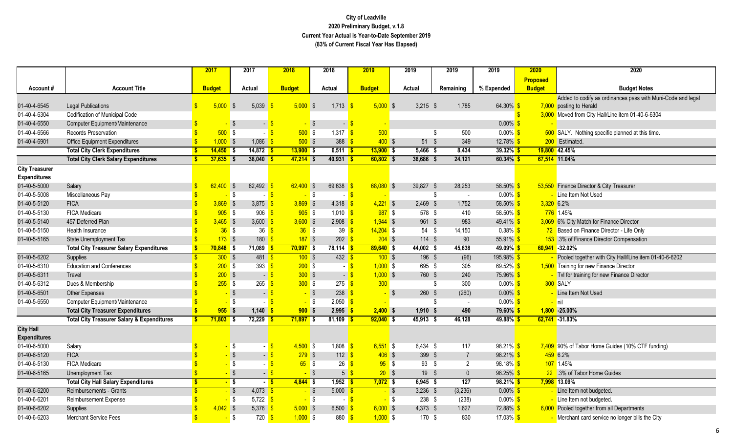# City of Leadville
## 2020 Preliminary Budget, v.1.8
### Current Year Actual is Year-to-Date September 2019
### (83% of Current Fiscal Year Has Elapsed)

| Account # | Account Title | 2017 Budget | 2017 Actual | 2018 Budget | 2018 Actual | 2019 Budget | 2019 Actual | 2019 Remaining | 2019 % Expended | 2020 Proposed Budget | 2020 Budget Notes |
|---|---|---|---|---|---|---|---|---|---|---|---|
| 01-40-4-6545 | Legal Publications | $ 5,000 | $ 5,039 | $ 5,000 | $ 1,713 | $ 5,000 | $ 3,215 | $ 1,785 | 64.30% | $ 7,000 | Added to codify as ordinances pass with Muni-Code and legal posting to Herald |
| 01-40-4-6304 | Codification of Municipal Code | | | | | | | | | $ 3,000 | Moved from City Hall/Line item 01-40-6-6304 |
| 01-40-4-6550 | Computer Equipment/Maintenance | $ - | $ - | $ - | $ - | $ - | | | 0.00% | $ - | |
| 01-40-4-6566 | Records Preservation | $ 500 | $ - | $ 500 | $ 1,317 | $ 500 | | $ 500 | 0.00% | $ 500 | SALY. Nothing specific planned at this time. |
| 01-40-4-6901 | Office Equipment Expenditures | $ 1,000 | $ 1,086 | $ 500 | $ 388 | $ 400 | $ 51 | $ 349 | 12.78% | $ 200 | Estimated. |
| | **Total City Clerk Expenditures** | **$ 14,450** | **$ 14,872** | **$ 13,900** | **$ 6,511** | **$ 13,900** | **$ 5,466** | **$ 8,434** | **39.32%** | **$ 19,800** | **42.45%** |
| | **Total City Clerk Salary Expenditures** | **$ 37,635** | **$ 38,040** | **$ 47,214** | **$ 40,931** | **$ 60,802** | **$ 36,686** | **$ 24,121** | **60.34%** | **$ 67,514** | **11.04%** |
| **City Treasurer Expenditures** | | | | | | | | | | | |
| 01-40-5-5000 | Salary | $ 62,400 | $ 62,492 | $ 62,400 | $ 69,638 | $ 68,080 | $ 39,827 | $ 28,253 | 58.50% | $ 53,550 | Finance Director & City Treasurer |
| 01-40-5-5008 | Miscellaneous Pay | $ - | $ - | $ - | $ - | $ - | | $ - | 0.00% | $ - | Line Item Not Used |
| 01-40-5-5120 | FICA | $ 3,869 | $ 3,875 | $ 3,869 | $ 4,318 | $ 4,221 | $ 2,469 | $ 1,752 | 58.50% | $ 3,320 | 6.2% |
| 01-40-5-5130 | FICA Medicare | $ 905 | $ 906 | $ 905 | $ 1,010 | $ 987 | $ 578 | $ 410 | 58.50% | $ 776 | 1.45% |
| 01-40-5-5140 | 457 Deferred Plan | $ 3,465 | $ 3,600 | $ 3,600 | $ 2,908 | $ 1,944 | $ 961 | $ 983 | 49.41% | $ 3,069 | 6% City Match for Finance Director |
| 01-40-5-5150 | Health Insurance | $ 36 | $ 36 | $ 36 | $ 39 | $ 14,204 | $ 54 | $ 14,150 | 0.38% | $ 72 | Based on Finance Director - Life Only |
| 01-40-5-5165 | State Unemployment Tax | $ 173 | $ 180 | $ 187 | $ 202 | $ 204 | $ 114 | $ 90 | 55.91% | $ 153 | .3% of Finance Director Compensation |
| | **Total City Treasurer Salary Expenditures** | **$ 70,848** | **$ 71,089** | **$ 70,997** | **$ 78,114** | **$ 89,640** | **$ 44,002** | **$ 45,638** | **49.09%** | **$ 60,941** | **-32.02%** |
| 01-40-5-6202 | Supplies | $ 300 | $ 481 | $ 100 | $ 432 | $ 100 | $ 196 | $ (96) | 195.98% | $ - | Pooled together with City Hall/lLine item 01-40-6-6202 |
| 01-40-5-6310 | Education and Conferences | $ 200 | $ 393 | $ 200 | $ - | $ 1,000 | $ 695 | $ 305 | 69.52% | $ 1,500 | Training for new Finance Director |
| 01-40-5-6311 | Travel | $ 200 | $ - | $ 300 | $ - | $ 1,000 | $ 760 | $ 240 | 75.96% | $ - | Tvl for training for new Finance Director |
| 01-40-5-6312 | Dues & Membership | $ 255 | $ 265 | $ 300 | $ 275 | $ 300 | | $ 300 | 0.00% | $ 300 | SALY |
| 01-40-5-6501 | Other Expenses | $ - | $ - | $ - | $ 238 | $ - | $ 260 | $ (260) | 0.00% | $ - | Line Item Not Used |
| 01-40-5-6550 | Computer Equipment/Maintenance | $ - | $ - | $ - | $ 2,050 | $ - | | $ - | 0.00% | $ - | nil |
| | **Total City Treasurer Expenditures** | **$ 955** | **$ 1,140** | **$ 900** | **$ 2,995** | **$ 2,400** | **$ 1,910** | **$ 490** | **79.60%** | **$ 1,800** | **-25.00%** |
| | **Total City Treasurer Salary & Expenditures** | **$ 71,803** | **$ 72,229** | **$ 71,897** | **$ 81,109** | **$ 92,040** | **$ 45,913** | **$ 46,128** | **49.88%** | **$ 62,741** | **-31.83%** |
| **City Hall Expenditures** | | | | | | | | | | | |
| 01-40-6-5000 | Salary | $ - | $ - | $ 4,500 | $ 1,808 | $ 6,551 | $ 6,434 | $ 117 | 98.21% | $ 7,409 | 90% of Tabor Home Guides (10% CTF funding) |
| 01-40-6-5120 | FICA | $ - | $ - | $ 279 | $ 112 | $ 406 | $ 399 | $ 7 | 98.21% | $ 459 | 6.2% |
| 01-40-6-5130 | FICA Medicare | $ - | $ - | $ 65 | $ 26 | $ 95 | $ 93 | $ 2 | 98.18% | $ 107 | 1.45% |
| 01-40-6-5165 | Unemployment Tax | $ - | $ - | $ - | $ 5 | $ 20 | $ 19 | $ 0 | 98.25% | $ 22 | .3% of Tabor Home Guides |
| | **Total City Hall Salary Expenditures** | **$ -** | **$ -** | **$ 4,844** | **$ 1,952** | **$ 7,072** | **$ 6,945** | **$ 127** | **98.21%** | **$ 7,998** | **13.09%** |
| 01-40-6-6200 | Reimbursements - Grants | $ - | $ 4,073 | $ - | $ 5,000 | $ - | $ 3,236 | $ (3,236) | 0.00% | $ - | Line Item not budgeted. |
| 01-40-6-6201 | Reimbursement Expense | $ - | $ 5,722 | $ - | $ - | $ - | $ 238 | $ (238) | 0.00% | $ - | Line Item not budgeted. |
| 01-40-6-6202 | Supplies | $ 4,042 | $ 5,376 | $ 5,000 | $ 6,500 | $ 6,000 | $ 4,373 | $ 1,627 | 72.88% | $ 6,000 | Pooled together from all Departments |
| 01-40-6-6203 | Merchant Service Fees | $ - | $ 720 | $ 1,000 | $ 880 | $ 1,000 | $ 170 | $ 830 | 17.03% | $ - | Merchant card service no longer bills the City |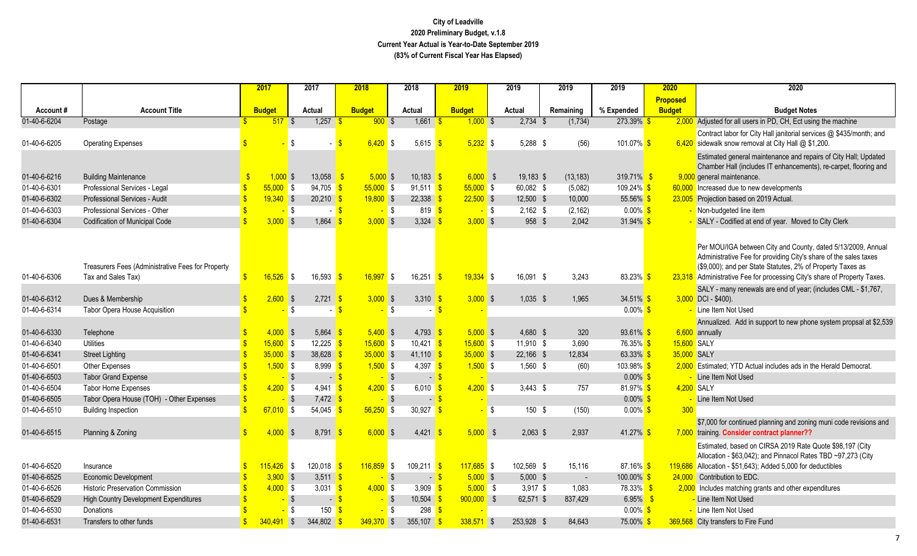**City of Leadville**
**2020 Preliminary Budget, v.1.8**
**Current Year Actual is Year-to-Date September 2019**
**(83% of Current Fiscal Year Has Elapsed)**

| Account # | Account Title | 2017 Budget | 2017 Actual | 2018 Budget | 2018 Actual | 2019 Budget | 2019 Actual | 2019 Remaining | 2019 % Expended | 2020 Proposed Budget | 2020 Budget Notes |
|---|---|---|---|---|---|---|---|---|---|---|---|
| 01-40-6-6204 | Postage | $ 517 | $ 1,257 | $ 900 | $ 1,661 | $ 1,000 | $ 2,734 | $ (1,734) | 273.39% | $ 2,000 | Adjusted for all users in PD, CH, Ect using the machine |
| 01-40-6-6205 | Operating Expenses | $ - | $ - | $ 6,420 | $ 5,615 | $ 5,232 | $ 5,288 | $ (56) | 101.07% | $ 6,420 | Contract labor for City Hall janitorial services @ $435/month; and sidewalk snow removal at City Hall @ $1,200. |
| 01-40-6-6216 | Building Maintenance | $ 1,000 | $ 13,058 | $ 5,000 | $ 10,183 | $ 6,000 | $ 19,183 | $ (13,183) | 319.71% | $ 9,000 | Estimated general maintenance and repairs of City Hall; Updated Chamber Hall (includes IT enhancements), re-carpet, flooring and general maintenance. |
| 01-40-6-6301 | Professional Services - Legal | $ 55,000 | $ 94,705 | $ 55,000 | $ 91,511 | $ 55,000 | $ 60,082 | $ (5,082) | 109.24% | $ 60,000 | Increased due to new developments |
| 01-40-6-6302 | Professional Services - Audit | $ 19,340 | $ 20,210 | $ 19,800 | $ 22,338 | $ 22,500 | $ 12,500 | $ 10,000 | 55.56% | $ 23,005 | Projection based on 2019 Actual. |
| 01-40-6-6303 | Professional Services - Other | $ - | $ - | $ - | $ 819 | $ - | $ 2,162 | $ (2,162) | 0.00% | $ - | Non-budgeted line item |
| 01-40-6-6304 | Codification of Municipal Code | $ 3,000 | $ 1,864 | $ 3,000 | $ 3,324 | $ 3,000 | $ 958 | $ 2,042 | 31.94% | $ - | SALY - Codified at end of year. Moved to City Clerk |
| 01-40-6-6306 | Treasurers Fees (Administrative Fees for Property Tax and Sales Tax) | $ 16,526 | $ 16,593 | $ 16,997 | $ 16,251 | $ 19,334 | $ 16,091 | $ 3,243 | 83.23% | $ 23,318 | Per MOU/IGA between City and County, dated 5/13/2009, Annual Administrative Fee for providing City's share of the sales taxes ($9,000); and per State Statutes, 2% of Property Taxes as Administrative Fee for processing City's share of Property Taxes. |
| 01-40-6-6312 | Dues & Membership | $ 2,600 | $ 2,721 | $ 3,000 | $ 3,310 | $ 3,000 | $ 1,035 | $ 1,965 | 34.51% | $ 3,000 | SALY - many renewals are end of year; (includes CML - $1,767, DCI - $400). |
| 01-40-6-6314 | Tabor Opera House Acquisition | $ - | $ - | $ - | $ - | $ - | | | 0.00% | $ - | Line Item Not Used |
| 01-40-6-6330 | Telephone | $ 4,000 | $ 5,864 | $ 5,400 | $ 4,793 | $ 5,000 | $ 4,680 | $ 320 | 93.61% | $ 6,600 | Annualized. Add in support to new phone system propsal at $2,539 annually |
| 01-40-6-6340 | Utilities | $ 15,600 | $ 12,225 | $ 15,600 | $ 10,421 | $ 15,600 | $ 11,910 | $ 3,690 | 76.35% | $ 15,600 | SALY |
| 01-40-6-6341 | Street Lighting | $ 35,000 | $ 38,628 | $ 35,000 | $ 41,110 | $ 35,000 | $ 22,166 | $ 12,834 | 63.33% | $ 35,000 | SALY |
| 01-40-6-6501 | Other Expenses | $ 1,500 | $ 8,999 | $ 1,500 | $ 4,397 | $ 1,500 | $ 1,560 | $ (60) | 103.98% | $ 2,000 | Estimated; YTD Actual includes ads in the Herald Democrat. |
| 01-40-6-6503 | Tabor Grand Expense | $ - | $ - | $ - | $ - | $ - | | | 0.00% | $ - | Line Item Not Used |
| 01-40-6-6504 | Tabor Home Expenses | $ 4,200 | $ 4,941 | $ 4,200 | $ 6,010 | $ 4,200 | $ 3,443 | $ 757 | 81.97% | $ 4,200 | SALY |
| 01-40-6-6505 | Tabor Opera House (TOH) - Other Expenses | $ - | $ 7,472 | $ - | $ - | $ - | | | 0.00% | $ - | Line Item Not Used |
| 01-40-6-6510 | Building Inspection | $ 67,010 | $ 54,045 | $ 56,250 | $ 30,927 | $ - | $ 150 | $ (150) | 0.00% | $ 300 | |
| 01-40-6-6515 | Planning & Zoning | $ 4,000 | $ 8,791 | $ 6,000 | $ 4,421 | $ 5,000 | $ 2,063 | $ 2,937 | 41.27% | $ 7,000 | $7,000 for continued planning and zoning muni code revisions and training. **Consider contract planner??** |
| 01-40-6-6520 | Insurance | $ 115,426 | $ 120,018 | $ 116,859 | $ 109,211 | $ 117,685 | $ 102,569 | $ 15,116 | 87.16% | $ 119,686 | Estimated, based on CIRSA 2019 Rate Quote $98,197 (City Allocation - $63,042); and Pinnacol Rates TBD ~97,273 (City Allocation - $51,643); Added 5,000 for deductibles |
| 01-40-6-6525 | Economic Development | $ 3,900 | $ 3,511 | $ - | $ - | $ 5,000 | $ 5,000 | $ - | 100.00% | $ 24,000 | Contribution to EDC. |
| 01-40-6-6526 | Historic Preservation Commission | $ 4,000 | $ 3,031 | $ 4,000 | $ 3,909 | $ 5,000 | $ 3,917 | $ 1,083 | 78.33% | $ 2,000 | Includes matching grants and other expenditures |
| 01-40-6-6529 | High Country Development Expenditures | $ - | $ - | $ - | $ 10,504 | $ 900,000 | $ 62,571 | $ 837,429 | 6.95% | $ - | Line Item Not Used |
| 01-40-6-6530 | Donations | $ - | $ 150 | $ - | $ 298 | $ - | | | 0.00% | $ - | Line Item Not Used |
| 01-40-6-6531 | Transfers to other funds | $ 340,491 | $ 344,802 | $ 349,370 | $ 355,107 | $ 338,571 | $ 253,928 | $ 84,643 | 75.00% | $ 369,568 | City transfers to Fire Fund |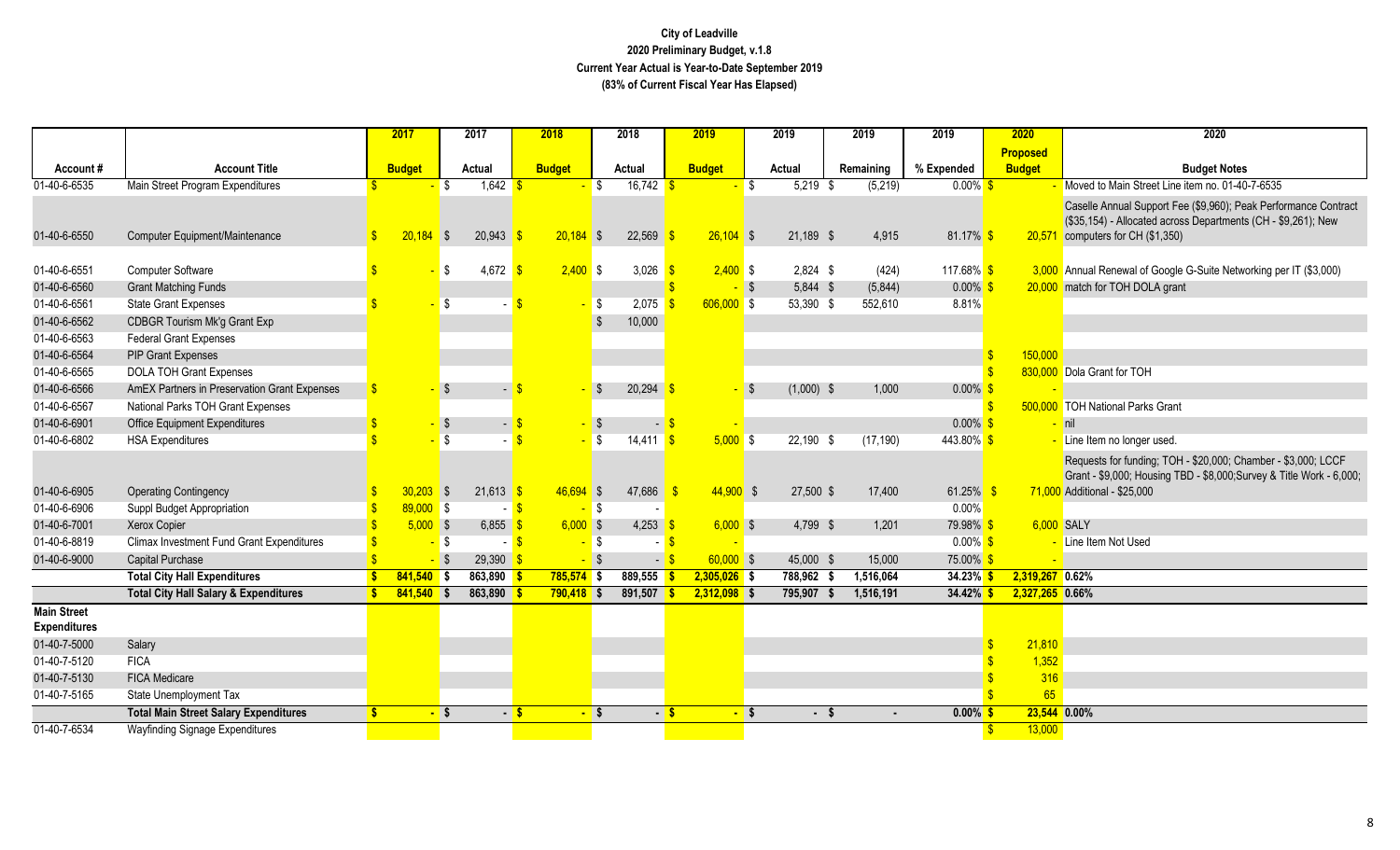**City of Leadville**
**2020 Preliminary Budget, v.1.8**
**Current Year Actual is Year-to-Date September 2019**
**(83% of Current Fiscal Year Has Elapsed)**

| Account # | Account Title | 2017 Budget | 2017 Actual | 2018 Budget | 2018 Actual | 2019 Budget | 2019 Actual | 2019 Remaining | 2019 % Expended | 2020 Proposed Budget | 2020 Budget Notes |
|---|---|---|---|---|---|---|---|---|---|---|---|
| 01-40-6-6535 | Main Street Program Expenditures | $ - | $ 1,642 | $ - | $ 16,742 | $ - | $ 5,219 | $ (5,219) | 0.00% | $ - | Moved to Main Street Line item no. 01-40-7-6535 |
| 01-40-6-6550 | Computer Equipment/Maintenance | $ 20,184 | $ 20,943 | $ 20,184 | $ 22,569 | $ 26,104 | $ 21,189 | $ 4,915 | 81.17% | $ 20,571 | Caselle Annual Support Fee ($9,960); Peak Performance Contract ($35,154) - Allocated across Departments (CH - $9,261); New computers for CH ($1,350) |
| 01-40-6-6551 | Computer Software | $ - | $ 4,672 | $ 2,400 | $ 3,026 | $ 2,400 | $ 2,824 | $ (424) | 117.68% | $ 3,000 | Annual Renewal of Google G-Suite Networking per IT ($3,000) |
| 01-40-6-6560 | Grant Matching Funds | | | | | $ - | $ 5,844 | $ (5,844) | 0.00% | $ 20,000 | match for TOH DOLA grant |
| 01-40-6-6561 | State Grant Expenses | $ - | $ - | $ - | $ 2,075 | $ 606,000 | $ 53,390 | $ 552,610 | 8.81% | | |
| 01-40-6-6562 | CDBGR Tourism Mk'g Grant Exp | | | | $ 10,000 | | | | | | |
| 01-40-6-6563 | Federal Grant Expenses | | | | | | | | | | |
| 01-40-6-6564 | PIP Grant Expenses | | | | | | | | | $ 150,000 | |
| 01-40-6-6565 | DOLA TOH Grant Expenses | | | | | | | | | $ 830,000 | Dola Grant for TOH |
| 01-40-6-6566 | AmEX Partners in Preservation Grant Expenses | $ - | $ - | $ - | $ 20,294 | $ - | $ (1,000) | $ 1,000 | 0.00% | $ - | |
| 01-40-6-6567 | National Parks TOH Grant Expenses | | | | | | | | | $ 500,000 | TOH National Parks Grant |
| 01-40-6-6901 | Office Equipment Expenditures | $ - | $ - | $ - | $ - | $ - | | | 0.00% | $ - | nil |
| 01-40-6-6802 | HSA Expenditures | $ - | $ - | $ - | $ 14,411 | $ 5,000 | $ 22,190 | $ (17,190) | 443.80% | $ - | Line Item no longer used. |
| 01-40-6-6905 | Operating Contingency | $ 30,203 | $ 21,613 | $ 46,694 | $ 47,686 | $ 44,900 | $ 27,500 | $ 17,400 | 61.25% | $ 71,000 | Requests for funding; TOH - $20,000; Chamber - $3,000; LCCF Grant - $9,000; Housing TBD - $8,000;Survey & Title Work - 6,000; Additional - $25,000 |
| 01-40-6-6906 | Suppl Budget Appropriation | $ 89,000 | $ - | $ - | $ - | | | | 0.00% | | |
| 01-40-6-7001 | Xerox Copier | $ 5,000 | $ 6,855 | $ 6,000 | $ 4,253 | $ 6,000 | $ 4,799 | $ 1,201 | 79.98% | $ 6,000 | SALY |
| 01-40-6-8819 | Climax Investment Fund Grant Expenditures | $ - | $ - | $ - | $ - | $ - | | | 0.00% | $ - | Line Item Not Used |
| 01-40-6-9000 | Capital Purchase | $ - | $ 29,390 | $ - | $ - | $ 60,000 | $ 45,000 | $ 15,000 | 75.00% | $ - | |
| | **Total City Hall Expenditures** | **$ 841,540** | **$ 863,890** | **$ 785,574** | **$ 889,555** | **$ 2,305,026** | **$ 788,962** | **$ 1,516,064** | **34.23%** | **$ 2,319,267** | **0.62%** |
| | **Total City Hall Salary & Expenditures** | **$ 841,540** | **$ 863,890** | **$ 790,418** | **$ 891,507** | **$ 2,312,098** | **$ 795,907** | **$ 1,516,191** | **34.42%** | **$ 2,327,265** | **0.66%** |
| **Main Street Expenditures** | | | | | | | | | | | |
| 01-40-7-5000 | Salary | | | | | | | | | $ 21,810 | |
| 01-40-7-5120 | FICA | | | | | | | | | $ 1,352 | |
| 01-40-7-5130 | FICA Medicare | | | | | | | | | $ 316 | |
| 01-40-7-5165 | State Unemployment Tax | | | | | | | | | $ 65 | |
| | **Total Main Street Salary Expenditures** | **$ -** | **$ -** | **$ -** | **$ -** | **$ -** | **$ -** | **$ -** | **0.00%** | **$ 23,544** | **0.00%** |
| 01-40-7-6534 | Wayfinding Signage Expenditures | | | | | | | | | $ 13,000 | |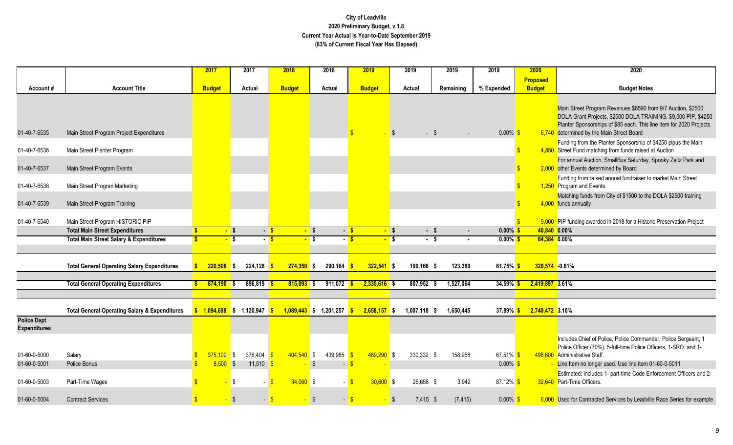**City of Leadville**
**2020 Preliminary Budget, v.1.8**
**Current Year Actual is Year-to-Date September 2019**
**(83% of Current Fiscal Year Has Elapsed)**

| Account # | Account Title | 2017 Budget | 2017 Actual | 2018 Budget | 2018 Actual | 2019 Budget | 2019 Actual | 2019 Remaining | 2019 % Expended | 2020 Proposed Budget | 2020 Budget Notes |
|---|---|---|---|---|---|---|---|---|---|---|---|
| 01-40-7-6535 | Main Street Program Project Expenditures | | | | | $ - | $ - | $ - | 0.00% | $ 6,740 | Main Street Program Revenues $6590 from 9/7 Auction, $2500 DOLA Grant Projects, $2500 DOLA TRAINING, $9,000 PIP, $4250 Planter Sponsorships of $85 each. This line item for 2020 Projects determined by the Main Street Board |
| 01-40-7-6536 | Main Street Planter Program | | | | | | | | | $ 4,850 | Funding from the Planter Sponsorship of $4250 plpus the Main Street Fund matching from funds raised at Auction |
| 01-40-7-6537 | Main Street Program Events | | | | | | | | | $ 2,000 | For annual Auction, SmallBus Saturday, Spooky Zaitz Park and other Events determined by Board |
| 01-40-7-6538 | Main Street Progran Marketing | | | | | | | | | $ 1,250 | Funding from raised annual fundraiser to market Main Street Program and Events |
| 01-40-7-6539 | Main Street Program Training | | | | | | | | | $ 4,000 | Matching funds from City of $1500 to the DOLA $2500 training funds annually |
| 01-40-7-6540 | Main Street Program HISTORIC PIP | | | | | | | | | $ 9,000 | PIP funding awarded in 2018 for a Historic Preservation Project |
| | **Total Main Street Expenditures** | **$ -** | **$ -** | **$ -** | **$ -** | **$ -** | **$ -** | **$ -** | **0.00%** | **$ 40,840** | **0.00%** |
| | **Total Main Street Salary & Expenditures** | **$ -** | **$ -** | **$ -** | **$ -** | **$ -** | **$ -** | **$ -** | **0.00%** | **$ 64,384** | **0.00%** |
| | **Total General Operating Salary Expenditures** | **$ 220,508** | **$ 224,128** | **$ 274,350** | **$ 290,184** | **$ 322,541** | **$ 199,166** | **$ 123,380** | **61.75%** | **$ 320,574** | **-0.61%** |
| | **Total General Operating Expenditures** | **$ 874,190** | **$ 896,819** | **$ 815,093** | **$ 911,072** | **$ 2,335,616** | **$ 807,952** | **$ 1,527,064** | **34.59%** | **$ 2,419,897** | **3.61%** |
| | **Total General Operating Salary & Expenditures** | **$ 1,094,698** | **$ 1,120,947** | **$ 1,089,443** | **$ 1,201,257** | **$ 2,658,157** | **$ 1,007,118** | **$ 1,650,445** | **37.89%** | **$ 2,740,472** | **3.10%** |
| **Police Dept Expenditures** | | | | | | | | | | | |
| 01-60-0-5000 | Salary | $ 375,100 | $ 376,404 | $ 404,540 | $ 439,985 | $ 489,290 | $ 330,332 | $ 158,958 | 67.51% | $ 498,600 | Includes Chief of Police, Police Commander, Police Sergeant, 1 Police Officer (70%), 5-full-time Police Officers, 1-SRO, and 1-Administrative Staff. |
| 01-60-0-5001 | Police Bonus | $ 8,500 | $ 11,510 | $ - | $ - | $ - | | | 0.00% | $ - | Line Item no longer used. Use line item 01-60-0-5011 |
| 01-60-0-5003 | Part-Time Wages | $ - | $ - | $ 34,060 | $ - | $ 30,600 | $ 26,658 | $ 3,942 | 87.12% | $ 32,640 | Estimated; includes 1- part-time Code Enforcement Officers and 2-Part-Time Officers. |
| 01-60-0-5004 | Contract Services | $ - | $ - | $ - | $ - | $ - | $ 7,415 | $ (7,415) | 0.00% | $ 6,000 | Used for Contracted Services by Leadville Race Series for example |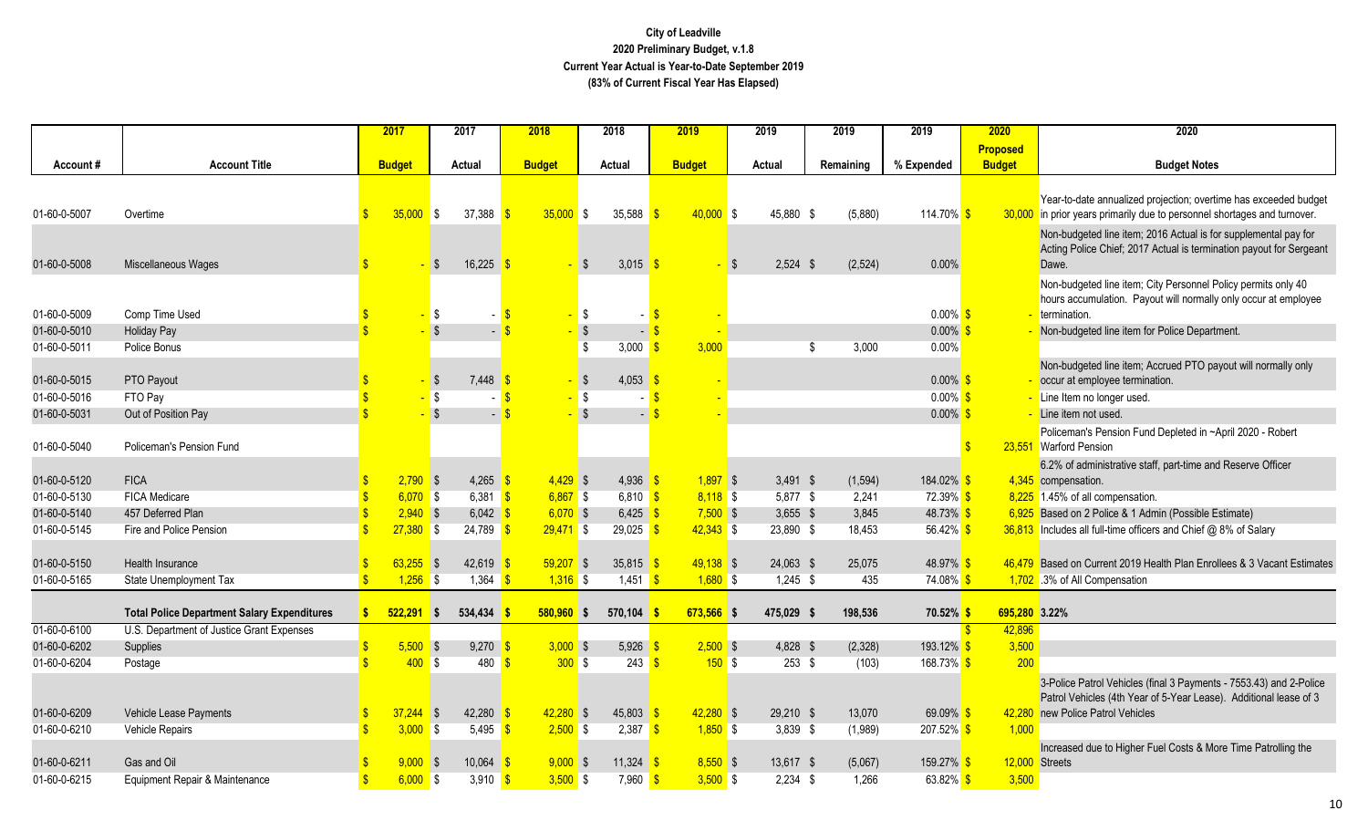# City of Leadville
## 2020 Preliminary Budget, v.1.8
### Current Year Actual is Year-to-Date September 2019
### (83% of Current Fiscal Year Has Elapsed)

| Account # | Account Title | 2017 Budget | 2017 Actual | 2018 Budget | 2018 Actual | 2019 Budget | 2019 Actual | 2019 Remaining | 2019 % Expended | 2020 Proposed Budget | 2020 Budget Notes |
|---|---|---|---|---|---|---|---|---|---|---|---|
| 01-60-0-5007 | Overtime | $ 35,000 | $ 37,388 | $ 35,000 | $ 35,588 | $ 40,000 | $ 45,880 | $ (5,880) | 114.70% | $ 30,000 | Year-to-date annualized projection; overtime has exceeded budget in prior years primarily due to personnel shortages and turnover. |
| 01-60-0-5008 | Miscellaneous Wages | $ - | $ 16,225 | $ - | $ 3,015 | $ - | $ 2,524 | $ (2,524) | 0.00% | | Non-budgeted line item; 2016 Actual is for supplemental pay for Acting Police Chief; 2017 Actual is termination payout for Sergeant Dawe. |
| 01-60-0-5009 | Comp Time Used | $ - | $ - | $ - | $ - | $ - | | | 0.00% | $ - | Non-budgeted line item; City Personnel Policy permits only 40 hours accumulation. Payout will normally only occur at employee termination. |
| 01-60-0-5010 | Holiday Pay | $ - | $ - | $ - | $ - | $ - | | | 0.00% | $ - | Non-budgeted line item for Police Department. |
| 01-60-0-5011 | Police Bonus | | | | $ 3,000 | $ 3,000 | | $ 3,000 | 0.00% | | |
| 01-60-0-5015 | PTO Payout | $ - | $ 7,448 | $ - | $ 4,053 | $ - | | | 0.00% | $ - | Non-budgeted line item; Accrued PTO payout will normally only occur at employee termination. |
| 01-60-0-5016 | FTO Pay | $ - | $ - | $ - | $ - | $ - | | | 0.00% | $ - | Line Item no longer used. |
| 01-60-0-5031 | Out of Position Pay | $ - | $ - | $ - | $ - | $ - | | | 0.00% | $ - | Line item not used. |
| 01-60-0-5040 | Policeman's Pension Fund | | | | | | | | | $ 23,551 | Policeman's Pension Fund Depleted in ~April 2020 - Robert Warford Pension |
| 01-60-0-5120 | FICA | $ 2,790 | $ 4,265 | $ 4,429 | $ 4,936 | $ 1,897 | $ 3,491 | $ (1,594) | 184.02% | $ 4,345 | 6.2% of administrative staff, part-time and Reserve Officer compensation. |
| 01-60-0-5130 | FICA Medicare | $ 6,070 | $ 6,381 | $ 6,867 | $ 6,810 | $ 8,118 | $ 5,877 | $ 2,241 | 72.39% | $ 8,225 | 1.45% of all compensation. |
| 01-60-0-5140 | 457 Deferred Plan | $ 2,940 | $ 6,042 | $ 6,070 | $ 6,425 | $ 7,500 | $ 3,655 | $ 3,845 | 48.73% | $ 6,925 | Based on 2 Police & 1 Admin (Possible Estimate) |
| 01-60-0-5145 | Fire and Police Pension | $ 27,380 | $ 24,789 | $ 29,471 | $ 29,025 | $ 42,343 | $ 23,890 | $ 18,453 | 56.42% | $ 36,813 | Includes all full-time officers and Chief @ 8% of Salary |
| 01-60-0-5150 | Health Insurance | $ 63,255 | $ 42,619 | $ 59,207 | $ 35,815 | $ 49,138 | $ 24,063 | $ 25,075 | 48.97% | $ 46,479 | Based on Current 2019 Health Plan Enrollees & 3 Vacant Estimates |
| 01-60-0-5165 | State Unemployment Tax | $ 1,256 | $ 1,364 | $ 1,316 | $ 1,451 | $ 1,680 | $ 1,245 | $ 435 | 74.08% | $ 1,702 | .3% of All Compensation |
| | **Total Police Department Salary Expenditures** | **$ 522,291** | **$ 534,434** | **$ 580,960** | **$ 570,104** | **$ 673,566** | **$ 475,029** | **$ 198,536** | **70.52%** | **$ 695,280** | **3.22%** |
| 01-60-0-6100 | U.S. Department of Justice Grant Expenses | | | | | | | | | $ 42,896 | |
| 01-60-0-6202 | Supplies | $ 5,500 | $ 9,270 | $ 3,000 | $ 5,926 | $ 2,500 | $ 4,828 | $ (2,328) | 193.12% | $ 3,500 | |
| 01-60-0-6204 | Postage | $ 400 | $ 480 | $ 300 | $ 243 | $ 150 | $ 253 | $ (103) | 168.73% | $ 200 | |
| 01-60-0-6209 | Vehicle Lease Payments | $ 37,244 | $ 42,280 | $ 42,280 | $ 45,803 | $ 42,280 | $ 29,210 | $ 13,070 | 69.09% | $ 42,280 | 3-Police Patrol Vehicles (final 3 Payments - 7553.43) and 2-Police Patrol Vehicles (4th Year of 5-Year Lease). Additional lease of 3 new Police Patrol Vehicles |
| 01-60-0-6210 | Vehicle Repairs | $ 3,000 | $ 5,495 | $ 2,500 | $ 2,387 | $ 1,850 | $ 3,839 | $ (1,989) | 207.52% | $ 1,000 | |
| 01-60-0-6211 | Gas and Oil | $ 9,000 | $ 10,064 | $ 9,000 | $ 11,324 | $ 8,550 | $ 13,617 | $ (5,067) | 159.27% | $ 12,000 | Increased due to Higher Fuel Costs & More Time Patrolling the Streets |
| 01-60-0-6215 | Equipment Repair & Maintenance | $ 6,000 | $ 3,910 | $ 3,500 | $ 7,960 | $ 3,500 | $ 2,234 | $ 1,266 | 63.82% | $ 3,500 | |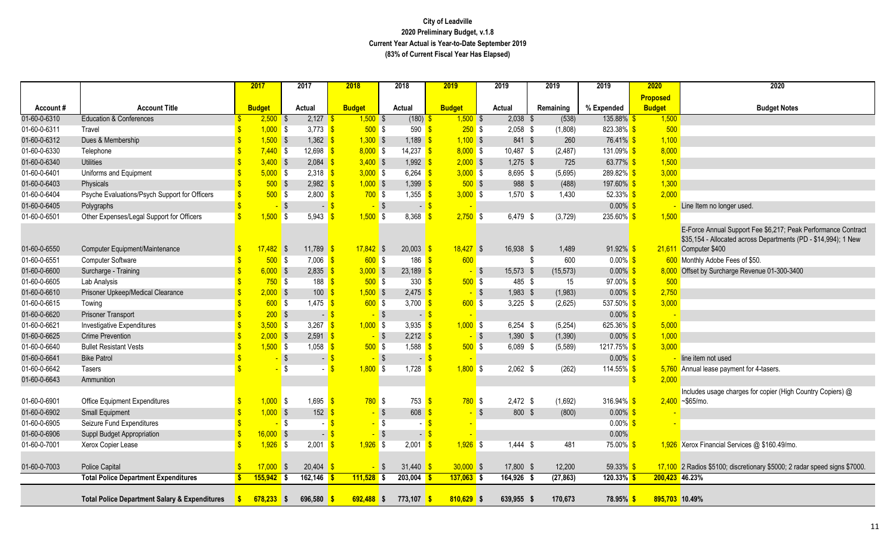**City of Leadville**
**2020 Preliminary Budget, v.1.8**
**Current Year Actual is Year-to-Date September 2019**
**(83% of Current Fiscal Year Has Elapsed)**

| Account # | Account Title | 2017 Budget | 2017 Actual | 2018 Budget | 2018 Actual | 2019 Budget | 2019 Actual | 2019 Remaining | 2019 % Expended | 2020 Proposed Budget | 2020 Budget Notes |
|---|---|---|---|---|---|---|---|---|---|---|---|
| 01-60-0-6310 | Education & Conferences | $ 2,500 | $ 2,127 | $ 1,500 | $ (180) | $ 1,500 | $ 2,038 | $ (538) | 135.88% | $ 1,500 | |
| 01-60-0-6311 | Travel | $ 1,000 | $ 3,773 | $ 500 | $ 590 | $ 250 | $ 2,058 | $ (1,808) | 823.38% | $ 500 | |
| 01-60-0-6312 | Dues & Membership | $ 1,500 | $ 1,362 | $ 1,300 | $ 1,189 | $ 1,100 | $ 841 | $ 260 | 76.41% | $ 1,100 | |
| 01-60-0-6330 | Telephone | $ 7,440 | $ 12,698 | $ 8,000 | $ 14,237 | $ 8,000 | $ 10,487 | $ (2,487) | 131.09% | $ 8,000 | |
| 01-60-0-6340 | Utilities | $ 3,400 | $ 2,084 | $ 3,400 | $ 1,992 | $ 2,000 | $ 1,275 | $ 725 | 63.77% | $ 1,500 | |
| 01-60-0-6401 | Uniforms and Equipment | $ 5,000 | $ 2,318 | $ 3,000 | $ 6,264 | $ 3,000 | $ 8,695 | $ (5,695) | 289.82% | $ 3,000 | |
| 01-60-0-6403 | Physicals | $ 500 | $ 2,982 | $ 1,000 | $ 1,399 | $ 500 | $ 988 | $ (488) | 197.60% | $ 1,300 | |
| 01-60-0-6404 | Psyche Evaluations/Psych Support for Officers | $ 500 | $ 2,800 | $ 700 | $ 1,355 | $ 3,000 | $ 1,570 | $ 1,430 | 52.33% | $ 2,000 | |
| 01-60-0-6405 | Polygraphs | $ - | $ - | $ - | $ - | $ - | | | 0.00% | $ - | Line Item no longer used. |
| 01-60-0-6501 | Other Expenses/Legal Support for Officers | $ 1,500 | $ 5,943 | $ 1,500 | $ 8,368 | $ 2,750 | $ 6,479 | $ (3,729) | 235.60% | $ 1,500 | |
| 01-60-0-6550 | Computer Equipment/Maintenance | $ 17,482 | $ 11,789 | $ 17,842 | $ 20,003 | $ 18,427 | $ 16,938 | $ 1,489 | 91.92% | $ 21,611 | E-Force Annual Support Fee $6,217; Peak Performance Contract $35,154 - Allocated across Departments (PD - $14,994); 1 New Computer $400 |
| 01-60-0-6551 | Computer Software | $ 500 | $ 7,006 | $ 600 | $ 186 | $ 600 | | $ 600 | 0.00% | $ 600 | Monthly Adobe Fees of $50. |
| 01-60-0-6600 | Surcharge - Training | $ 6,000 | $ 2,835 | $ 3,000 | $ 23,189 | $ - | $ 15,573 | $ (15,573) | 0.00% | $ 8,000 | Offset by Surcharge Revenue 01-300-3400 |
| 01-60-0-6605 | Lab Analysis | $ 750 | $ 188 | $ 500 | $ 330 | $ 500 | $ 485 | $ 15 | 97.00% | $ 500 | |
| 01-60-0-6610 | Prisoner Upkeep/Medical Clearance | $ 2,000 | $ 100 | $ 1,500 | $ 2,475 | $ - | $ 1,983 | $ (1,983) | 0.00% | $ 2,750 | |
| 01-60-0-6615 | Towing | $ 600 | $ 1,475 | $ 600 | $ 3,700 | $ 600 | $ 3,225 | $ (2,625) | 537.50% | $ 3,000 | |
| 01-60-0-6620 | Prisoner Transport | $ 200 | $ - | $ - | $ - | $ - | | | 0.00% | $ - | |
| 01-60-0-6621 | Investigative Expenditures | $ 3,500 | $ 3,267 | $ 1,000 | $ 3,935 | $ 1,000 | $ 6,254 | $ (5,254) | 625.36% | $ 5,000 | |
| 01-60-0-6625 | Crime Prevention | $ 2,000 | $ 2,591 | $ - | $ 2,212 | $ - | $ 1,390 | $ (1,390) | 0.00% | $ 1,000 | |
| 01-60-0-6640 | Bullet Resistant Vests | $ 1,500 | $ 1,058 | $ 500 | $ 1,588 | $ 500 | $ 6,089 | $ (5,589) | 1217.75% | $ 3,000 | |
| 01-60-0-6641 | Bike Patrol | $ - | $ - | $ - | $ - | $ - | | | 0.00% | $ - | line item not used |
| 01-60-0-6642 | Tasers | $ - | $ - | $ 1,800 | $ 1,728 | $ 1,800 | $ 2,062 | $ (262) | 114.55% | $ 5,760 | Annual lease payment for 4-tasers. |
| 01-60-0-6643 | Ammunition | | | | | | | | | $ 2,000 | |
| 01-60-0-6901 | Office Equipment Expenditures | $ 1,000 | $ 1,695 | $ 780 | $ 753 | $ 780 | $ 2,472 | $ (1,692) | 316.94% | $ 2,400 | Includes usage charges for copier (High Country Copiers) @ ~$65/mo. |
| 01-60-0-6902 | Small Equipment | $ 1,000 | $ 152 | $ - | $ 608 | $ - | $ 800 | $ (800) | 0.00% | $ - | |
| 01-60-0-6905 | Seizure Fund Expenditures | $ - | $ - | $ - | $ - | $ - | | | 0.00% | $ - | |
| 01-60-0-6906 | Suppl Budget Appropriation | $ 16,000 | $ - | $ - | $ - | $ - | | | 0.00% | | |
| 01-60-0-7001 | Xerox Copier Lease | $ 1,926 | $ 2,001 | $ 1,926 | $ 2,001 | $ 1,926 | $ 1,444 | $ 481 | 75.00% | $ 1,926 | Xerox Financial Services @ $160.49/mo. |
| 01-60-0-7003 | Police Capital | $ 17,000 | $ 20,404 | $ - | $ 31,440 | $ 30,000 | $ 17,800 | $ 12,200 | 59.33% | $ 17,100 | 2 Radios $5100; discretionary $5000; 2 radar speed signs $7000. |
| | **Total Police Department Expenditures** | **$ 155,942** | **$ 162,146** | **$ 111,528** | **$ 203,004** | **$ 137,063** | **$ 164,926** | **$ (27,863)** | **120.33%** | **$ 200,423** | **46.23%** |
| | **Total Police Department Salary & Expenditures** | **$ 678,233** | **$ 696,580** | **$ 692,488** | **$ 773,107** | **$ 810,629** | **$ 639,955** | **$ 170,673** | **78.95%** | **$ 895,703** | **10.49%** |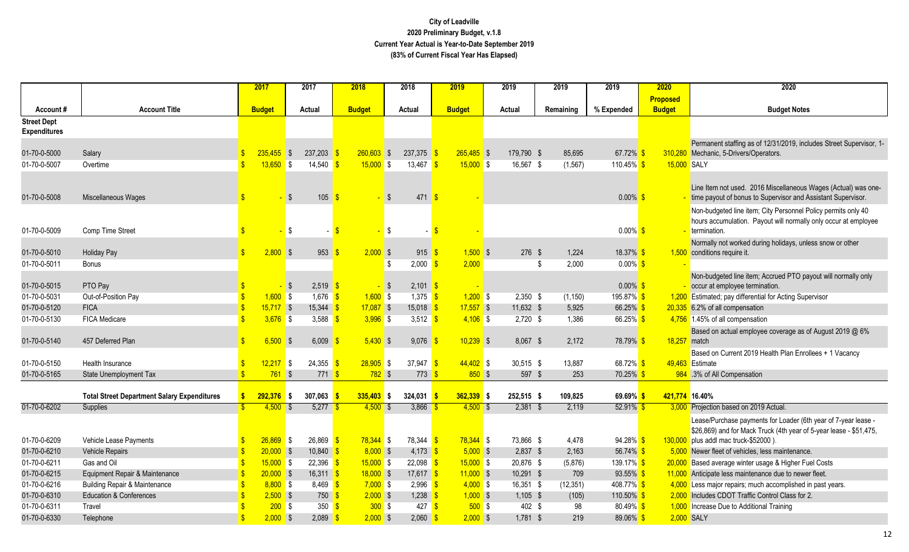# City of Leadville
## 2020 Preliminary Budget, v.1.8
### Current Year Actual is Year-to-Date September 2019
### (83% of Current Fiscal Year Has Elapsed)

| Account # | Account Title | 2017 Budget | 2017 Actual | 2018 Budget | 2018 Actual | 2019 Budget | 2019 Actual | 2019 Remaining | 2019 % Expended | 2020 Proposed Budget | 2020 Budget Notes |
|---|---|---|---|---|---|---|---|---|---|---|---|
| **Street Dept Expenditures** | | | | | | | | | | | |
| 01-70-0-5000 | Salary | $ 235,455 | $ 237,203 | $ 260,603 | $ 237,375 | $ 265,485 | $ 179,790 | $ 85,695 | 67.72% | $ 310,280 | Permanent staffing as of 12/31/2019, includes Street Supervisor, 1-Mechanic, 5-Drivers/Operators. |
| 01-70-0-5007 | Overtime | $ 13,650 | $ 14,540 | $ 15,000 | $ 13,467 | $ 15,000 | $ 16,567 | $ (1,567) | 110.45% | $ 15,000 | SALY |
| 01-70-0-5008 | Miscellaneous Wages | $ - | $ 105 | $ - | $ 471 | $ - | | | 0.00% | $ - | Line Item not used. 2016 Miscellaneous Wages (Actual) was one-time payout of bonus to Supervisor and Assistant Supervisor. |
| 01-70-0-5009 | Comp Time Street | $ - | $ - | $ - | $ - | $ - | | | 0.00% | $ - | Non-budgeted line item; City Personnel Policy permits only 40 hours accumulation. Payout will normally only occur at employee termination. |
| 01-70-0-5010 | Holiday Pay | $ 2,800 | $ 953 | $ 2,000 | $ 915 | $ 1,500 | $ 276 | $ 1,224 | 18.37% | $ 1,500 | Normally not worked during holidays, unless snow or other conditions require it. |
| 01-70-0-5011 | Bonus | | | | $ 2,000 | $ 2,000 | | $ 2,000 | 0.00% | $ - | |
| 01-70-0-5015 | PTO Pay | $ - | $ 2,519 | $ - | $ 2,101 | $ - | | | 0.00% | $ - | Non-budgeted line item; Accrued PTO payout will normally only occur at employee termination. |
| 01-70-0-5031 | Out-of-Position Pay | $ 1,600 | $ 1,676 | $ 1,600 | $ 1,375 | $ 1,200 | $ 2,350 | $ (1,150) | 195.87% | $ 1,200 | Estimated; pay differential for Acting Supervisor |
| 01-70-0-5120 | FICA | $ 15,717 | $ 15,344 | $ 17,087 | $ 15,018 | $ 17,557 | $ 11,632 | $ 5,925 | 66.25% | $ 20,335 | 6.2% of all compensation |
| 01-70-0-5130 | FICA Medicare | $ 3,676 | $ 3,588 | $ 3,996 | $ 3,512 | $ 4,106 | $ 2,720 | $ 1,386 | 66.25% | $ 4,756 | 1.45% of all compensation |
| 01-70-0-5140 | 457 Deferred Plan | $ 6,500 | $ 6,009 | $ 5,430 | $ 9,076 | $ 10,239 | $ 8,067 | $ 2,172 | 78.79% | $ 18,257 | Based on actual employee coverage as of August 2019 @ 6% match |
| 01-70-0-5150 | Health Insurance | $ 12,217 | $ 24,355 | $ 28,905 | $ 37,947 | $ 44,402 | $ 30,515 | $ 13,887 | 68.72% | $ 49,463 | Based on Current 2019 Health Plan Enrollees + 1 Vacancy Estimate |
| 01-70-0-5165 | State Unemployment Tax | $ 761 | $ 771 | $ 782 | $ 773 | $ 850 | $ 597 | $ 253 | 70.25% | $ 984 | .3% of All Compensation |
| | **Total Street Department Salary Expenditures** | **$ 292,376** | **$ 307,063** | **$ 335,403** | **$ 324,031** | **$ 362,339** | **$ 252,515** | **$ 109,825** | **69.69%** | **$ 421,774** | **16.40%** |
| 01-70-0-6202 | Supplies | $ 4,500 | $ 5,277 | $ 4,500 | $ 3,866 | $ 4,500 | $ 2,381 | $ 2,119 | 52.91% | $ 3,000 | Projection based on 2019 Actual. |
| 01-70-0-6209 | Vehicle Lease Payments | $ 26,869 | $ 26,869 | $ 78,344 | $ 78,344 | $ 78,344 | $ 73,866 | $ 4,478 | 94.28% | $ 130,000 | Lease/Purchase payments for Loader (6th year of 7-year lease - $26,869) and for Mack Truck (4th year of 5-year lease - $51,475, plus addl mac truck-$52000 ). |
| 01-70-0-6210 | Vehicle Repairs | $ 20,000 | $ 10,840 | $ 8,000 | $ 4,173 | $ 5,000 | $ 2,837 | $ 2,163 | 56.74% | $ 5,000 | Newer fleet of vehicles, less maintenance. |
| 01-70-0-6211 | Gas and Oil | $ 15,000 | $ 22,396 | $ 15,000 | $ 22,098 | $ 15,000 | $ 20,876 | $ (5,876) | 139.17% | $ 20,000 | Based average winter usage & Higher Fuel Costs |
| 01-70-0-6215 | Equipment Repair & Maintenance | $ 20,000 | $ 16,311 | $ 18,000 | $ 17,617 | $ 11,000 | $ 10,291 | $ 709 | 93.55% | $ 11,000 | Anticipate less maintenance due to newer fleet. |
| 01-70-0-6216 | Building Repair & Maintenance | $ 8,800 | $ 8,469 | $ 7,000 | $ 2,996 | $ 4,000 | $ 16,351 | $ (12,351) | 408.77% | $ 4,000 | Less major repairs; much accomplished in past years. |
| 01-70-0-6310 | Education & Conferences | $ 2,500 | $ 750 | $ 2,000 | $ 1,238 | $ 1,000 | $ 1,105 | $ (105) | 110.50% | $ 2,000 | Includes CDOT Traffic Control Class for 2. |
| 01-70-0-6311 | Travel | $ 200 | $ 350 | $ 300 | $ 427 | $ 500 | $ 402 | $ 98 | 80.49% | $ 1,000 | Increase Due to Additional Training |
| 01-70-0-6330 | Telephone | $ 2,000 | $ 2,089 | $ 2,000 | $ 2,060 | $ 2,000 | $ 1,781 | $ 219 | 89.06% | $ 2,000 | SALY |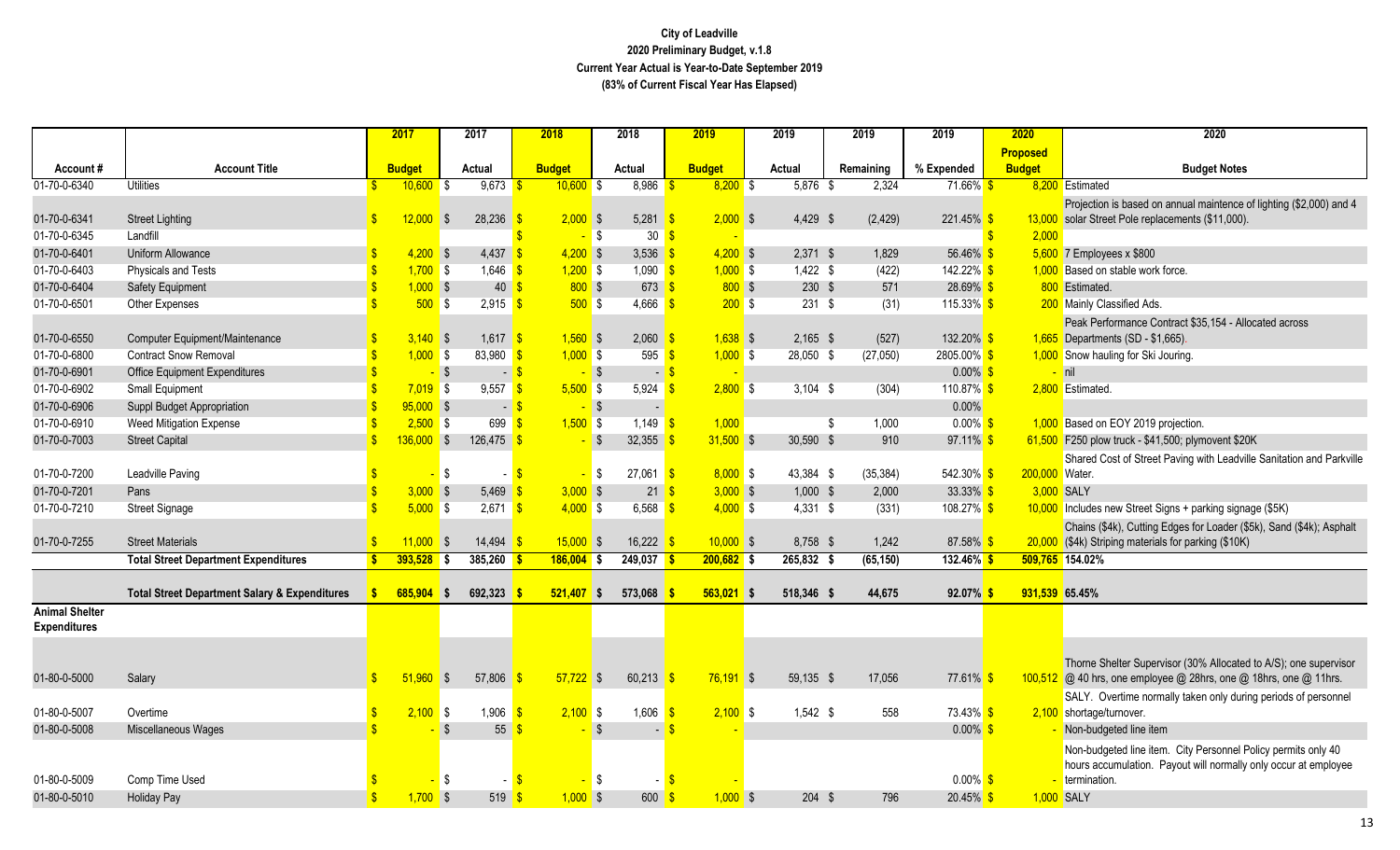# City of Leadville
## 2020 Preliminary Budget, v.1.8
### Current Year Actual is Year-to-Date September 2019
### (83% of Current Fiscal Year Has Elapsed)

| Account # | Account Title | 2017 Budget | 2017 Actual | 2018 Budget | 2018 Actual | 2019 Budget | 2019 Actual | 2019 Remaining | 2019 % Expended | 2020 Proposed Budget | 2020 Budget Notes |
|---|---|---|---|---|---|---|---|---|---|---|---|
| 01-70-0-6340 | Utilities | $ 10,600 | $ 9,673 | $ 10,600 | $ 8,986 | $ 8,200 | $ 5,876 | $ 2,324 | 71.66% | $ 8,200 | Estimated |
| 01-70-0-6341 | Street Lighting | $ 12,000 | $ 28,236 | $ 2,000 | $ 5,281 | $ 2,000 | $ 4,429 | $ (2,429) | 221.45% | $ 13,000 | Projection is based on annual maintence of lighting ($2,000) and 4 solar Street Pole replacements ($11,000). |
| 01-70-0-6345 | Landfill | | | $ - | $ 30 | $ - | | | | $ 2,000 | |
| 01-70-0-6401 | Uniform Allowance | $ 4,200 | $ 4,437 | $ 4,200 | $ 3,536 | $ 4,200 | $ 2,371 | $ 1,829 | 56.46% | $ 5,600 | 7 Employees x $800 |
| 01-70-0-6403 | Physicals and Tests | $ 1,700 | $ 1,646 | $ 1,200 | $ 1,090 | $ 1,000 | $ 1,422 | $ (422) | 142.22% | $ 1,000 | Based on stable work force. |
| 01-70-0-6404 | Safety Equipment | $ 1,000 | $ 40 | $ 800 | $ 673 | $ 800 | $ 230 | $ 571 | 28.69% | $ 800 | Estimated. |
| 01-70-0-6501 | Other Expenses | $ 500 | $ 2,915 | $ 500 | $ 4,666 | $ 200 | $ 231 | $ (31) | 115.33% | $ 200 | Mainly Classified Ads. |
| 01-70-0-6550 | Computer Equipment/Maintenance | $ 3,140 | $ 1,617 | $ 1,560 | $ 2,060 | $ 1,638 | $ 2,165 | $ (527) | 132.20% | $ 1,665 | Peak Performance Contract $35,154 - Allocated across Departments (SD - $1,665). |
| 01-70-0-6800 | Contract Snow Removal | $ 1,000 | $ 83,980 | $ 1,000 | $ 595 | $ 1,000 | $ 28,050 | $ (27,050) | 2805.00% | $ 1,000 | Snow hauling for Ski Jouring. |
| 01-70-0-6901 | Office Equipment Expenditures | $ - | $ - | $ - | $ - | $ - | | | 0.00% | $ - | nil |
| 01-70-0-6902 | Small Equipment | $ 7,019 | $ 9,557 | $ 5,500 | $ 5,924 | $ 2,800 | $ 3,104 | $ (304) | 110.87% | $ 2,800 | Estimated. |
| 01-70-0-6906 | Suppl Budget Appropriation | $ 95,000 | $ - | $ - | $ - | | | | 0.00% | | |
| 01-70-0-6910 | Weed Mitigation Expense | $ 2,500 | $ 699 | $ 1,500 | $ 1,149 | $ 1,000 | | $ 1,000 | 0.00% | $ 1,000 | Based on EOY 2019 projection. |
| 01-70-0-7003 | Street Capital | $ 136,000 | $ 126,475 | $ - | $ 32,355 | $ 31,500 | $ 30,590 | $ 910 | 97.11% | $ 61,500 | F250 plow truck - $41,500; plymovent $20K |
| 01-70-0-7200 | Leadville Paving | $ - | $ - | $ - | $ 27,061 | $ 8,000 | $ 43,384 | $ (35,384) | 542.30% | $ 200,000 | Shared Cost of Street Paving with Leadville Sanitation and Parkville Water. |
| 01-70-0-7201 | Pans | $ 3,000 | $ 5,469 | $ 3,000 | $ 21 | $ 3,000 | $ 1,000 | $ 2,000 | 33.33% | $ 3,000 | SALY |
| 01-70-0-7210 | Street Signage | $ 5,000 | $ 2,671 | $ 4,000 | $ 6,568 | $ 4,000 | $ 4,331 | $ (331) | 108.27% | $ 10,000 | Includes new Street Signs + parking signage ($5K) |
| 01-70-0-7255 | Street Materials | $ 11,000 | $ 14,494 | $ 15,000 | $ 16,222 | $ 10,000 | $ 8,758 | $ 1,242 | 87.58% | $ 20,000 | Chains ($4k), Cutting Edges for Loader ($5k), Sand ($4k); Asphalt ($4k) Striping materials for parking ($10K) |
| | **Total Street Department Expenditures** | **$ 393,528** | **$ 385,260** | **$ 186,004** | **$ 249,037** | **$ 200,682** | **$ 265,832** | **$ (65,150)** | **132.46%** | **$ 509,765** | **154.02%** |
| | **Total Street Department Salary & Expenditures** | **$ 685,904** | **$ 692,323** | **$ 521,407** | **$ 573,068** | **$ 563,021** | **$ 518,346** | **$ 44,675** | **92.07%** | **$ 931,539** | **65.45%** |
| **Animal Shelter Expenditures** | | | | | | | | | | | |
| 01-80-0-5000 | Salary | $ 51,960 | $ 57,806 | $ 57,722 | $ 60,213 | $ 76,191 | $ 59,135 | $ 17,056 | 77.61% | $ 100,512 | Thorne Shelter Supervisor (30% Allocated to A/S); one supervisor @ 40 hrs, one employee @ 28hrs, one @ 18hrs, one @ 11hrs. |
| 01-80-0-5007 | Overtime | $ 2,100 | $ 1,906 | $ 2,100 | $ 1,606 | $ 2,100 | $ 1,542 | $ 558 | 73.43% | $ 2,100 | SALY. Overtime normally taken only during periods of personnel shortage/turnover. |
| 01-80-0-5008 | Miscellaneous Wages | $ - | $ 55 | $ - | $ - | $ - | | | 0.00% | $ - | Non-budgeted line item |
| 01-80-0-5009 | Comp Time Used | $ - | $ - | $ - | $ - | $ - | | | 0.00% | $ - | Non-budgeted line item. City Personnel Policy permits only 40 hours accumulation. Payout will normally only occur at employee termination. |
| 01-80-0-5010 | Holiday Pay | $ 1,700 | $ 519 | $ 1,000 | $ 600 | $ 1,000 | $ 204 | $ 796 | 20.45% | $ 1,000 | SALY |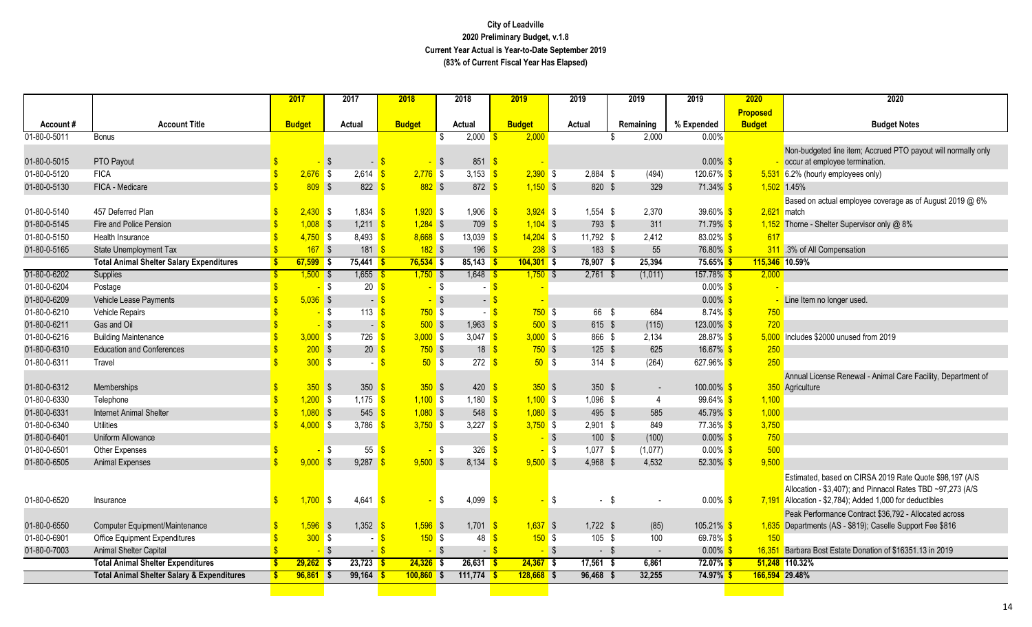# City of Leadville

## 2020 Preliminary Budget, v.1.8

### Current Year Actual is Year-to-Date September 2019

### (83% of Current Fiscal Year Has Elapsed)

| Account # | Account Title | 2017 Budget | 2017 Actual | 2018 Budget | 2018 Actual | 2019 Budget | 2019 Actual | 2019 Remaining | 2019 % Expended | 2020 Proposed Budget | 2020 Budget Notes |
|---|---|---|---|---|---|---|---|---|---|---|---|
| 01-80-0-5011 | Bonus | | | | $ 2,000 | $ 2,000 | | $ 2,000 | 0.00% | | |
| 01-80-0-5015 | PTO Payout | $ - | $ - | $ - | $ 851 | $ - | | | 0.00% | $ - | Non-budgeted line item; Accrued PTO payout will normally only occur at employee termination. |
| 01-80-0-5120 | FICA | $ 2,676 | $ 2,614 | $ 2,776 | $ 3,153 | $ 2,390 | $ 2,884 | $ (494) | 120.67% | $ 5,531 | 6.2% (hourly employees only) |
| 01-80-0-5130 | FICA - Medicare | $ 809 | $ 822 | $ 882 | $ 872 | $ 1,150 | $ 820 | $ 329 | 71.34% | $ 1,502 | 1.45% |
| 01-80-0-5140 | 457 Deferred Plan | $ 2,430 | $ 1,834 | $ 1,920 | $ 1,906 | $ 3,924 | $ 1,554 | $ 2,370 | 39.60% | $ 2,621 | Based on actual employee coverage as of August 2019 @ 6% match |
| 01-80-0-5145 | Fire and Police Pension | $ 1,008 | $ 1,211 | $ 1,284 | $ 709 | $ 1,104 | $ 793 | $ 311 | 71.79% | $ 1,152 | Thorne - Shelter Supervisor only @ 8% |
| 01-80-0-5150 | Health Insurance | $ 4,750 | $ 8,493 | $ 8,668 | $ 13,039 | $ 14,204 | $ 11,792 | $ 2,412 | 83.02% | $ 617 | |
| 01-80-0-5165 | State Unemployment Tax | $ 167 | $ 181 | $ 182 | $ 196 | $ 238 | $ 183 | $ 55 | 76.80% | $ 311 | .3% of All Compensation |
| | **Total Animal Shelter Salary Expenditures** | **$ 67,599** | **$ 75,441** | **$ 76,534** | **$ 85,143** | **$ 104,301** | **$ 78,907** | **$ 25,394** | **75.65%** | **$ 115,346** | **10.59%** |
| 01-80-0-6202 | Supplies | $ 1,500 | $ 1,655 | $ 1,750 | $ 1,648 | $ 1,750 | $ 2,761 | $ (1,011) | 157.78% | $ 2,000 | |
| 01-80-0-6204 | Postage | $ - | $ 20 | $ - | $ - | $ - | | | 0.00% | $ - | |
| 01-80-0-6209 | Vehicle Lease Payments | $ 5,036 | $ - | $ - | $ - | $ - | | | 0.00% | $ - | Line Item no longer used. |
| 01-80-0-6210 | Vehicle Repairs | $ - | $ 113 | $ 750 | $ - | $ 750 | $ 66 | $ 684 | 8.74% | $ 750 | |
| 01-80-0-6211 | Gas and Oil | $ - | $ - | $ 500 | $ 1,963 | $ 500 | $ 615 | $ (115) | 123.00% | $ 720 | |
| 01-80-0-6216 | Building Maintenance | $ 3,000 | $ 726 | $ 3,000 | $ 3,047 | $ 3,000 | $ 866 | $ 2,134 | 28.87% | $ 5,000 | Includes $2000 unused from 2019 |
| 01-80-0-6310 | Education and Conferences | $ 200 | $ 20 | $ 750 | $ 18 | $ 750 | $ 125 | $ 625 | 16.67% | $ 250 | |
| 01-80-0-6311 | Travel | $ 300 | $ - | $ 50 | $ 272 | $ 50 | $ 314 | $ (264) | 627.96% | $ 250 | |
| 01-80-0-6312 | Memberships | $ 350 | $ 350 | $ 350 | $ 420 | $ 350 | $ 350 | $ - | 100.00% | $ 350 | Annual License Renewal - Animal Care Facility, Department of Agriculture |
| 01-80-0-6330 | Telephone | $ 1,200 | $ 1,175 | $ 1,100 | $ 1,180 | $ 1,100 | $ 1,096 | $ 4 | 99.64% | $ 1,100 | |
| 01-80-0-6331 | Internet Animal Shelter | $ 1,080 | $ 545 | $ 1,080 | $ 548 | $ 1,080 | $ 495 | $ 585 | 45.79% | $ 1,000 | |
| 01-80-0-6340 | Utilities | $ 4,000 | $ 3,786 | $ 3,750 | $ 3,227 | $ 3,750 | $ 2,901 | $ 849 | 77.36% | $ 3,750 | |
| 01-80-0-6401 | Uniform Allowance | | | | | $ - | $ 100 | $ (100) | 0.00% | $ 750 | |
| 01-80-0-6501 | Other Expenses | $ - | $ 55 | $ - | $ 326 | $ - | $ 1,077 | $ (1,077) | 0.00% | $ 500 | |
| 01-80-0-6505 | Animal Expenses | $ 9,000 | $ 9,287 | $ 9,500 | $ 8,134 | $ 9,500 | $ 4,968 | $ 4,532 | 52.30% | $ 9,500 | |
| 01-80-0-6520 | Insurance | $ 1,700 | $ 4,641 | $ - | $ 4,099 | $ - | $ - | $ - | 0.00% | $ 7,191 | Estimated, based on CIRSA 2019 Rate Quote $98,197 (A/S Allocation - $3,407); and Pinnacol Rates TBD ~97,273 (A/S Allocation - $2,784); Added 1,000 for deductibles |
| 01-80-0-6550 | Computer Equipment/Maintenance | $ 1,596 | $ 1,352 | $ 1,596 | $ 1,701 | $ 1,637 | $ 1,722 | $ (85) | 105.21% | $ 1,635 | Peak Performance Contract $36,792 - Allocated across Departments (AS - $819); Caselle Support Fee $816 |
| 01-80-0-6901 | Office Equipment Expenditures | $ 300 | $ - | $ 150 | $ 48 | $ 150 | $ 105 | $ 100 | 69.78% | $ 150 | |
| 01-80-0-7003 | Animal Shelter Capital | $ - | $ - | $ - | $ - | $ - | $ - | $ - | 0.00% | $ 16,351 | Barbara Bost Estate Donation of $16351.13 in 2019 |
| | **Total Animal Shelter Expenditures** | **$ 29,262** | **$ 23,723** | **$ 24,326** | **$ 26,631** | **$ 24,367** | **$ 17,561** | **$ 6,861** | **72.07%** | **$ 51,248** | **110.32%** |
| | **Total Animal Shelter Salary & Expenditures** | **$ 96,861** | **$ 99,164** | **$ 100,860** | **$ 111,774** | **$ 128,668** | **$ 96,468** | **$ 32,255** | **74.97%** | **$ 166,594** | **29.48%** |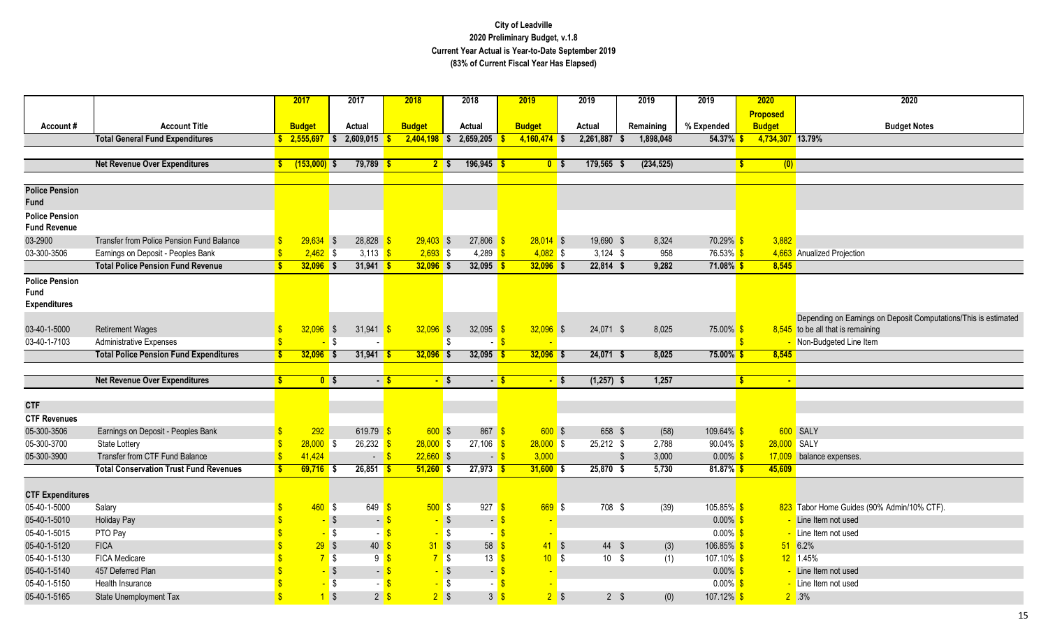# City of Leadville

## 2020 Preliminary Budget, v.1.8

### Current Year Actual is Year-to-Date September 2019

### (83% of Current Fiscal Year Has Elapsed)

| Account # | Account Title | 2017 Budget | 2017 Actual | 2018 Budget | 2018 Actual | 2019 Budget | 2019 Actual | 2019 Remaining | 2019 % Expended | 2020 Proposed Budget | 2020 Budget Notes |
|---|---|---|---|---|---|---|---|---|---|---|---|
| | **Total General Fund Expenditures** | **$ 2,555,697** | **$ 2,609,015** | **$ 2,404,198** | **$ 2,659,205** | **$ 4,160,474** | **$ 2,261,887** | **$ 1,898,048** | **54.37%** | **$ 4,734,307** | **13.79%** |
| | | | | | | | | | | | |
| | **Net Revenue Over Expenditures** | **$ (153,000)** | **$ 79,789** | **$ 2** | **$ 196,945** | **$ 0** | **$ 179,565** | **$ (234,525)** | | **$ (0)** | |
| | | | | | | | | | | | |
| **Police Pension Fund** | | | | | | | | | | | |
| **Police Pension Fund Revenue** | | | | | | | | | | | |
| 03-2900 | Transfer from Police Pension Fund Balance | $ 29,634 | $ 28,828 | $ 29,403 | $ 27,806 | $ 28,014 | $ 19,690 | $ 8,324 | 70.29% | $ 3,882 | |
| 03-300-3506 | Earnings on Deposit - Peoples Bank | $ 2,462 | $ 3,113 | $ 2,693 | $ 4,289 | $ 4,082 | $ 3,124 | $ 958 | 76.53% | $ 4,663 | Anualized Projection |
| | **Total Police Pension Fund Revenue** | **$ 32,096** | **$ 31,941** | **$ 32,096** | **$ 32,095** | **$ 32,096** | **$ 22,814** | **$ 9,282** | **71.08%** | **$ 8,545** | |
| **Police Pension Fund Expenditures** | | | | | | | | | | | |
| 03-40-1-5000 | Retirement Wages | $ 32,096 | $ 31,941 | $ 32,096 | $ 32,095 | $ 32,096 | $ 24,071 | $ 8,025 | 75.00% | $ 8,545 | Depending on Earnings on Deposit Computations/This is estimated to be all that is remaining |
| 03-40-1-7103 | Administrative Expenses | $ - | $ - | | $ - | $ - | | | | $ - | Non-Budgeted Line Item |
| | **Total Police Pension Fund Expenditures** | **$ 32,096** | **$ 31,941** | **$ 32,096** | **$ 32,095** | **$ 32,096** | **$ 24,071** | **$ 8,025** | **75.00%** | **$ 8,545** | |
| | | | | | | | | | | | |
| | **Net Revenue Over Expenditures** | **$ 0** | **$ -** | **$ -** | **$ -** | **$ -** | **$ (1,257)** | **$ 1,257** | | **$ -** | |
| | | | | | | | | | | | |
| **CTF** | | | | | | | | | | | |
| **CTF Revenues** | | | | | | | | | | | |
| 05-300-3506 | Earnings on Deposit - Peoples Bank | $ 292 | 619.79 | $ 600 | $ 867 | $ 600 | $ 658 | $ (58) | 109.64% | $ 600 | SALY |
| 05-300-3700 | State Lottery | $ 28,000 | $ 26,232 | $ 28,000 | $ 27,106 | $ 28,000 | $ 25,212 | $ 2,788 | 90.04% | $ 28,000 | SALY |
| 05-300-3900 | Transfer from CTF Fund Balance | $ 41,424 | - | $ 22,660 | $ - | $ 3,000 | | $ 3,000 | 0.00% | $ 17,009 | balance expenses. |
| | **Total Conservation Trust Fund Revenues** | **$ 69,716** | **$ 26,851** | **$ 51,260** | **$ 27,973** | **$ 31,600** | **$ 25,870** | **$ 5,730** | **81.87%** | **$ 45,609** | |
| | | | | | | | | | | | |
| **CTF Expenditures** | | | | | | | | | | | |
| 05-40-1-5000 | Salary | $ 460 | $ 649 | $ 500 | $ 927 | $ 669 | $ 708 | $ (39) | 105.85% | $ 823 | Tabor Home Guides (90% Admin/10% CTF). |
| 05-40-1-5010 | Holiday Pay | $ - | $ - | $ - | $ - | $ - | | | 0.00% | $ - | Line Item not used |
| 05-40-1-5015 | PTO Pay | $ - | $ - | $ - | $ - | $ - | | | 0.00% | $ - | Line Item not used |
| 05-40-1-5120 | FICA | $ 29 | $ 40 | $ 31 | $ 58 | $ 41 | $ 44 | $ (3) | 106.85% | $ 51 | 6.2% |
| 05-40-1-5130 | FICA Medicare | $ 7 | $ 9 | $ 7 | $ 13 | $ 10 | $ 10 | $ (1) | 107.10% | $ 12 | 1.45% |
| 05-40-1-5140 | 457 Deferred Plan | $ - | $ - | $ - | $ - | $ - | | | 0.00% | $ - | Line Item not used |
| 05-40-1-5150 | Health Insurance | $ - | $ - | $ - | $ - | $ - | | | 0.00% | $ - | Line Item not used |
| 05-40-1-5165 | State Unemployment Tax | $ 1 | $ 2 | $ 2 | $ 3 | $ 2 | $ 2 | $ (0) | 107.12% | $ 2 | .3% |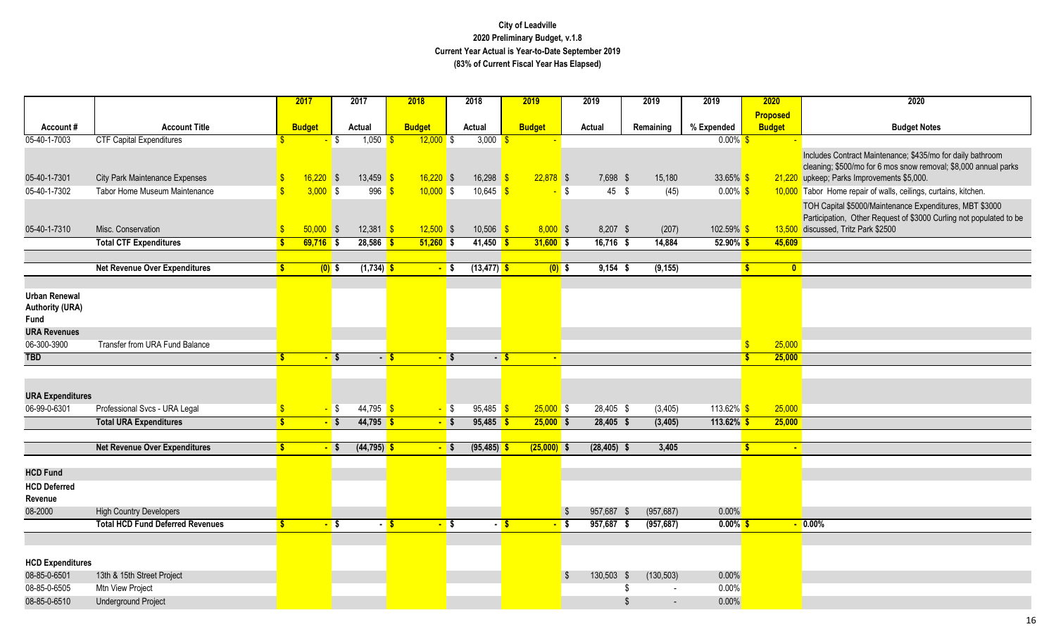# City of Leadville
## 2020 Preliminary Budget, v.1.8
### Current Year Actual is Year-to-Date September 2019
### (83% of Current Fiscal Year Has Elapsed)

| Account # | Account Title | 2017 Budget | 2017 Actual | 2018 Budget | 2018 Actual | 2019 Budget | 2019 Actual | 2019 Remaining | 2019 % Expended | 2020 Proposed Budget | 2020 Budget Notes |
|---|---|---|---|---|---|---|---|---|---|---|---|
| 05-40-1-7003 | CTF Capital Expenditures | $ - | $ 1,050 | $ 12,000 | $ 3,000 | $ - | | | 0.00% | $ - | |
| 05-40-1-7301 | City Park Maintenance Expenses | $ 16,220 | $ 13,459 | $ 16,220 | $ 16,298 | $ 22,878 | $ 7,698 | $ 15,180 | 33.65% | $ 21,220 | Includes Contract Maintenance; $435/mo for daily bathroom cleaning; $500/mo for 6 mos snow removal; $8,000 annual parks upkeep; Parks Improvements $5,000. |
| 05-40-1-7302 | Tabor Home Museum Maintenance | $ 3,000 | $ 996 | $ 10,000 | $ 10,645 | $ - | $ 45 | $ (45) | 0.00% | $ 10,000 | Tabor Home repair of walls, ceilings, curtains, kitchen. |
| 05-40-1-7310 | Misc. Conservation | $ 50,000 | $ 12,381 | $ 12,500 | $ 10,506 | $ 8,000 | $ 8,207 | $ (207) | 102.59% | $ 13,500 | TOH Capital $5000/Maintenance Expenditures, MBT $3000 Participation, Other Request of $3000 Curling not populated to be discussed, Tritz Park $2500 |
| | **Total CTF Expenditures** | **$ 69,716** | **$ 28,586** | **$ 51,260** | **$ 41,450** | **$ 31,600** | **$ 16,716** | **$ 14,884** | **52.90%** | **$ 45,609** | |
| | | | | | | | | | | | |
| | **Net Revenue Over Expenditures** | **$ (0)** | **$ (1,734)** | **$ -** | **$ (13,477)** | **$ (0)** | **$ 9,154** | **$ (9,155)** | | **$ 0** | |
| | | | | | | | | | | | |
| **Urban Renewal Authority (URA) Fund** | | | | | | | | | | | |
| **URA Revenues** | | | | | | | | | | | |
| 06-300-3900 | Transfer from URA Fund Balance | | | | | | | | | $ 25,000 | |
| **TBD** | | **$ -** | **$ -** | **$ -** | **$ -** | **$ -** | | | | **$ 25,000** | |
| | | | | | | | | | | | |
| **URA Expenditures** | | | | | | | | | | | |
| 06-99-0-6301 | Professional Svcs - URA Legal | $ - | $ 44,795 | $ - | $ 95,485 | $ 25,000 | $ 28,405 | $ (3,405) | 113.62% | $ 25,000 | |
| | **Total URA Expenditures** | **$ -** | **$ 44,795** | **$ -** | **$ 95,485** | **$ 25,000** | **$ 28,405** | **$ (3,405)** | **113.62%** | **$ 25,000** | |
| | | | | | | | | | | | |
| | **Net Revenue Over Expenditures** | **$ -** | **$ (44,795)** | **$ -** | **$ (95,485)** | **$ (25,000)** | **$ (28,405)** | **$ 3,405** | | **$ -** | |
| | | | | | | | | | | | |
| **HCD Fund** | | | | | | | | | | | |
| **HCD Deferred Revenue** | | | | | | | | | | | |
| 08-2000 | High Country Developers | | | | | | $ 957,687 | $ (957,687) | 0.00% | | |
| | **Total HCD Fund Deferred Revenues** | **$ -** | **$ -** | **$ -** | **$ -** | **$ -** | **$ 957,687** | **$ (957,687)** | **0.00%** | **$ -** | **0.00%** |
| | | | | | | | | | | | |
| **HCD Expenditures** | | | | | | | | | | | |
| 08-85-0-6501 | 13th & 15th Street Project | | | | | | $ 130,503 | $ (130,503) | 0.00% | | |
| 08-85-0-6505 | Mtn View Project | | | | | | | $ - | 0.00% | | |
| 08-85-0-6510 | Underground Project | | | | | | | $ - | 0.00% | | |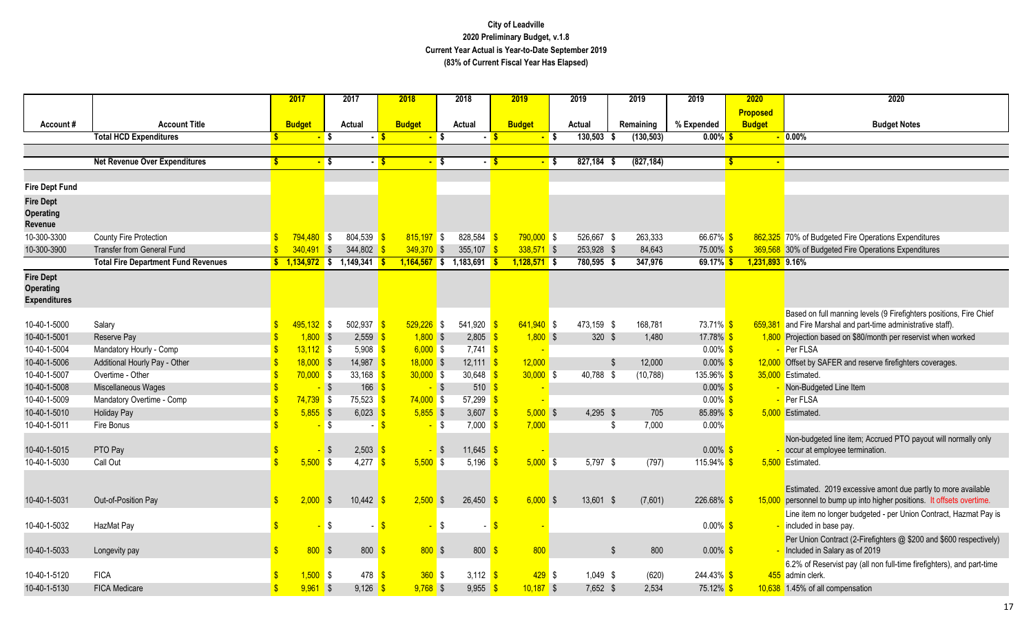# City of Leadville
## 2020 Preliminary Budget, v.1.8
### Current Year Actual is Year-to-Date September 2019
### (83% of Current Fiscal Year Has Elapsed)

| Account # | Account Title | 2017 Budget | 2017 Actual | 2018 Budget | 2018 Actual | 2019 Budget | 2019 Actual | 2019 Remaining | 2019 % Expended | 2020 Proposed Budget | 2020 Budget Notes |
|---|---|---|---|---|---|---|---|---|---|---|---|
| | **Total HCD Expenditures** | **$ -** | **$ -** | **$ -** | **$ -** | **$ -** | **$ 130,503** | **$ (130,503)** | **0.00%** | **$ -** | **0.00%** |
| | | | | | | | | | | | |
| | **Net Revenue Over Expenditures** | **$ -** | **$ -** | **$ -** | **$ -** | **$ -** | **$ 827,184** | **$ (827,184)** | | **$ -** | |
| | | | | | | | | | | | |
| **Fire Dept Fund** | | | | | | | | | | | |
| **Fire Dept Operating Revenue** | | | | | | | | | | | |
| 10-300-3300 | County Fire Protection | $ 794,480 | $ 804,539 | $ 815,197 | $ 828,584 | $ 790,000 | $ 526,667 | $ 263,333 | 66.67% | $ 862,325 | 70% of Budgeted Fire Operations Expenditures |
| 10-300-3900 | Transfer from General Fund | $ 340,491 | $ 344,802 | $ 349,370 | $ 355,107 | $ 338,571 | $ 253,928 | $ 84,643 | 75.00% | $ 369,568 | 30% of Budgeted Fire Operations Expenditures |
| | **Total Fire Department Fund Revenues** | **$ 1,134,972** | **$ 1,149,341** | **$ 1,164,567** | **$ 1,183,691** | **$ 1,128,571** | **$ 780,595** | **$ 347,976** | **69.17%** | **$ 1,231,893** | **9.16%** |
| **Fire Dept Operating Expenditures** | | | | | | | | | | | |
| 10-40-1-5000 | Salary | $ 495,132 | $ 502,937 | $ 529,226 | $ 541,920 | $ 641,940 | $ 473,159 | $ 168,781 | 73.71% | $ 659,381 | Based on full manning levels (9 Firefighters positions, Fire Chief and Fire Marshal and part-time administrative staff). |
| 10-40-1-5001 | Reserve Pay | $ 1,800 | $ 2,559 | $ 1,800 | $ 2,805 | $ 1,800 | $ 320 | $ 1,480 | 17.78% | $ 1,800 | Projection based on $80/month per reservist when worked |
| 10-40-1-5004 | Mandatory Hourly - Comp | $ 13,112 | $ 5,908 | $ 6,000 | $ 7,741 | $ - | | | 0.00% | $ - | Per FLSA |
| 10-40-1-5006 | Additional Hourly Pay - Other | $ 18,000 | $ 14,987 | $ 18,000 | $ 12,111 | $ 12,000 | | $ 12,000 | 0.00% | $ 12,000 | Offset by SAFER and reserve firefighters coverages. |
| 10-40-1-5007 | Overtime - Other | $ 70,000 | $ 33,168 | $ 30,000 | $ 30,648 | $ 30,000 | $ 40,788 | $ (10,788) | 135.96% | $ 35,000 | Estimated. |
| 10-40-1-5008 | Miscellaneous Wages | $ - | $ 166 | $ - | $ 510 | $ - | | | 0.00% | $ - | Non-Budgeted Line Item |
| 10-40-1-5009 | Mandatory Overtime - Comp | $ 74,739 | $ 75,523 | $ 74,000 | $ 57,299 | $ - | | | 0.00% | $ - | Per FLSA |
| 10-40-1-5010 | Holiday Pay | $ 5,855 | $ 6,023 | $ 5,855 | $ 3,607 | $ 5,000 | $ 4,295 | $ 705 | 85.89% | $ 5,000 | Estimated. |
| 10-40-1-5011 | Fire Bonus | $ - | $ - | $ - | $ 7,000 | $ 7,000 | | $ 7,000 | 0.00% | | |
| 10-40-1-5015 | PTO Pay | $ - | $ 2,503 | $ - | $ 11,645 | $ - | | | 0.00% | $ - | Non-budgeted line item; Accrued PTO payout will normally only occur at employee termination. |
| 10-40-1-5030 | Call Out | $ 5,500 | $ 4,277 | $ 5,500 | $ 5,196 | $ 5,000 | $ 5,797 | $ (797) | 115.94% | $ 5,500 | Estimated. |
| 10-40-1-5031 | Out-of-Position Pay | $ 2,000 | $ 10,442 | $ 2,500 | $ 26,450 | $ 6,000 | $ 13,601 | $ (7,601) | 226.68% | $ 15,000 | Estimated. 2019 excessive amont due partly to more available personnel to bump up into higher positions. It offsets overtime. |
| 10-40-1-5032 | HazMat Pay | $ - | $ - | $ - | $ - | $ - | | | 0.00% | $ - | Line item no longer budgeted - per Union Contract, Hazmat Pay is included in base pay. |
| 10-40-1-5033 | Longevity pay | $ 800 | $ 800 | $ 800 | $ 800 | $ 800 | | $ 800 | 0.00% | $ - | Per Union Contract (2-Firefighters @ $200 and $600 respectively) Included in Salary as of 2019 |
| 10-40-1-5120 | FICA | $ 1,500 | $ 478 | $ 360 | $ 3,112 | $ 429 | $ 1,049 | $ (620) | 244.43% | $ 455 | 6.2% of Reservist pay (all non full-time firefighters), and part-time admin clerk. |
| 10-40-1-5130 | FICA Medicare | $ 9,961 | $ 9,126 | $ 9,768 | $ 9,955 | $ 10,187 | $ 7,652 | $ 2,534 | 75.12% | $ 10,638 | 1.45% of all compensation |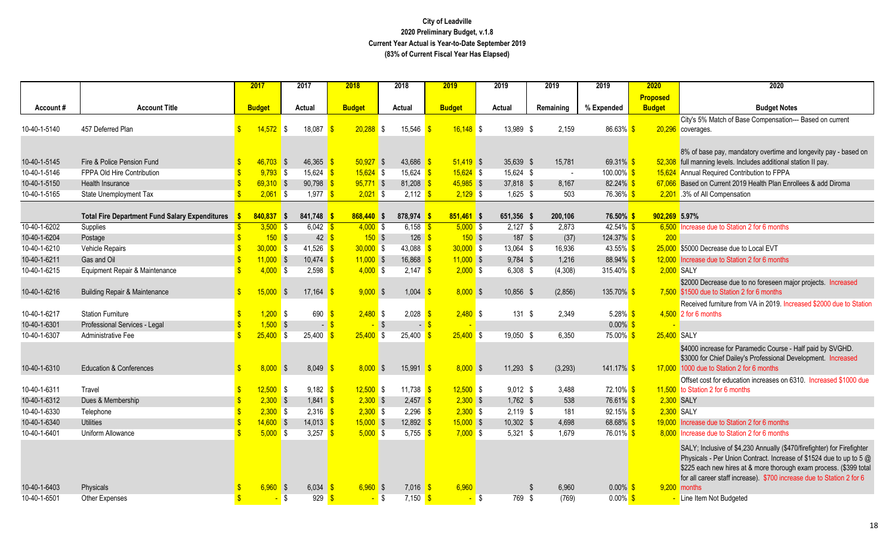**City of Leadville**
**2020 Preliminary Budget, v.1.8**
**Current Year Actual is Year-to-Date September 2019**
**(83% of Current Fiscal Year Has Elapsed)**

| Account # | Account Title | 2017 Budget | 2017 Actual | 2018 Budget | 2018 Actual | 2019 Budget | 2019 Actual | 2019 Remaining | 2019 % Expended | 2020 Proposed Budget | 2020 Budget Notes |
|---|---|---|---|---|---|---|---|---|---|---|---|
| 10-40-1-5140 | 457 Deferred Plan | $ 14,572 | $ 18,087 | $ 20,288 | $ 15,546 | $ 16,148 | $ 13,989 | $ 2,159 | 86.63% | $ 20,296 | City's 5% Match of Base Compensation--- Based on current coverages. |
| 10-40-1-5145 | Fire & Police Pension Fund | $ 46,703 | $ 46,365 | $ 50,927 | $ 43,686 | $ 51,419 | $ 35,639 | $ 15,781 | 69.31% | $ 52,308 | 8% of base pay, mandatory overtime and longevity pay - based on full manning levels. Includes additional station II pay. |
| 10-40-1-5146 | FPPA Old Hire Contribution | $ 9,793 | $ 15,624 | $ 15,624 | $ 15,624 | $ 15,624 | $ 15,624 | $ - | 100.00% | $ 15,624 | Annual Required Contribution to FPPA |
| 10-40-1-5150 | Health Insurance | $ 69,310 | $ 90,798 | $ 95,771 | $ 81,208 | $ 45,985 | $ 37,818 | $ 8,167 | 82.24% | $ 67,066 | Based on Current 2019 Health Plan Enrollees & add Diroma |
| 10-40-1-5165 | State Unemployment Tax | $ 2,061 | $ 1,977 | $ 2,021 | $ 2,112 | $ 2,129 | $ 1,625 | $ 503 | 76.36% | $ 2,201 | .3% of All Compensation |
| | **Total Fire Department Fund Salary Expenditures** | **$ 840,837** | **$ 841,748** | **$ 868,440** | **$ 878,974** | **$ 851,461** | **$ 651,356** | **$ 200,106** | **76.50%** | **$ 902,269** | **5.97%** |
| 10-40-1-6202 | Supplies | $ 3,500 | $ 6,042 | $ 4,000 | $ 6,158 | $ 5,000 | $ 2,127 | $ 2,873 | 42.54% | $ 6,500 | Increase due to Station 2 for 6 months |
| 10-40-1-6204 | Postage | $ 150 | $ 42 | $ 150 | $ 126 | $ 150 | $ 187 | $ (37) | 124.37% | $ 200 | |
| 10-40-1-6210 | Vehicle Repairs | $ 30,000 | $ 41,526 | $ 30,000 | $ 43,088 | $ 30,000 | $ 13,064 | $ 16,936 | 43.55% | $ 25,000 | $5000 Decrease due to Local EVT |
| 10-40-1-6211 | Gas and Oil | $ 11,000 | $ 10,474 | $ 11,000 | $ 16,868 | $ 11,000 | $ 9,784 | $ 1,216 | 88.94% | $ 12,000 | Increase due to Station 2 for 6 months |
| 10-40-1-6215 | Equipment Repair & Maintenance | $ 4,000 | $ 2,598 | $ 4,000 | $ 2,147 | $ 2,000 | $ 6,308 | $ (4,308) | 315.40% | $ 2,000 | SALY |
| 10-40-1-6216 | Building Repair & Maintenance | $ 15,000 | $ 17,164 | $ 9,000 | $ 1,004 | $ 8,000 | $ 10,856 | $ (2,856) | 135.70% | $ 7,500 | $2000 Decrease due to no foreseen major projects. Increased $1500 due to Station 2 for 6 months |
| 10-40-1-6217 | Station Furniture | $ 1,200 | $ 690 | $ 2,480 | $ 2,028 | $ 2,480 | $ 131 | $ 2,349 | 5.28% | $ 4,500 | Received furniture from VA in 2019. Increased $2000 due to Station 2 for 6 months |
| 10-40-1-6301 | Professional Services - Legal | $ 1,500 | $ - | $ - | $ - | $ - | | | 0.00% | $ - | |
| 10-40-1-6307 | Administrative Fee | $ 25,400 | $ 25,400 | $ 25,400 | $ 25,400 | $ 25,400 | $ 19,050 | $ 6,350 | 75.00% | $ 25,400 | SALY |
| 10-40-1-6310 | Education & Conferences | $ 8,000 | $ 8,049 | $ 8,000 | $ 15,991 | $ 8,000 | $ 11,293 | $ (3,293) | 141.17% | $ 17,000 | $4000 increase for Paramedic Course - Half paid by SVGHD. $3000 for Chief Dailey's Professional Development. Increased 1000 due to Station 2 for 6 months |
| 10-40-1-6311 | Travel | $ 12,500 | $ 9,182 | $ 12,500 | $ 11,738 | $ 12,500 | $ 9,012 | $ 3,488 | 72.10% | $ 11,500 | Offset cost for education increases on 6310. Increased $1000 due to Station 2 for 6 months |
| 10-40-1-6312 | Dues & Membership | $ 2,300 | $ 1,841 | $ 2,300 | $ 2,457 | $ 2,300 | $ 1,762 | $ 538 | 76.61% | $ 2,300 | SALY |
| 10-40-1-6330 | Telephone | $ 2,300 | $ 2,316 | $ 2,300 | $ 2,296 | $ 2,300 | $ 2,119 | $ 181 | 92.15% | $ 2,300 | SALY |
| 10-40-1-6340 | Utilities | $ 14,600 | $ 14,013 | $ 15,000 | $ 12,892 | $ 15,000 | $ 10,302 | $ 4,698 | 68.68% | $ 19,000 | Increase due to Station 2 for 6 months |
| 10-40-1-6401 | Uniform Allowance | $ 5,000 | $ 3,257 | $ 5,000 | $ 5,755 | $ 7,000 | $ 5,321 | $ 1,679 | 76.01% | $ 8,000 | Increase due to Station 2 for 6 months |
| 10-40-1-6403 | Physicals | $ 6,960 | $ 6,034 | $ 6,960 | $ 7,016 | $ 6,960 | | $ 6,960 | 0.00% | $ 9,200 | SALY; Inclusive of $4,230 Annually ($470/firefighter) for Firefighter Physicals - Per Union Contract. Increase of $1524 due to up to 5 @ $225 each new hires at & more thorough exam process. ($399 total for all career staff increase). $700 increase due to Station 2 for 6 months |
| 10-40-1-6501 | Other Expenses | $ - | $ 929 | $ - | $ 7,150 | $ - | $ 769 | $ (769) | 0.00% | $ - | Line Item Not Budgeted |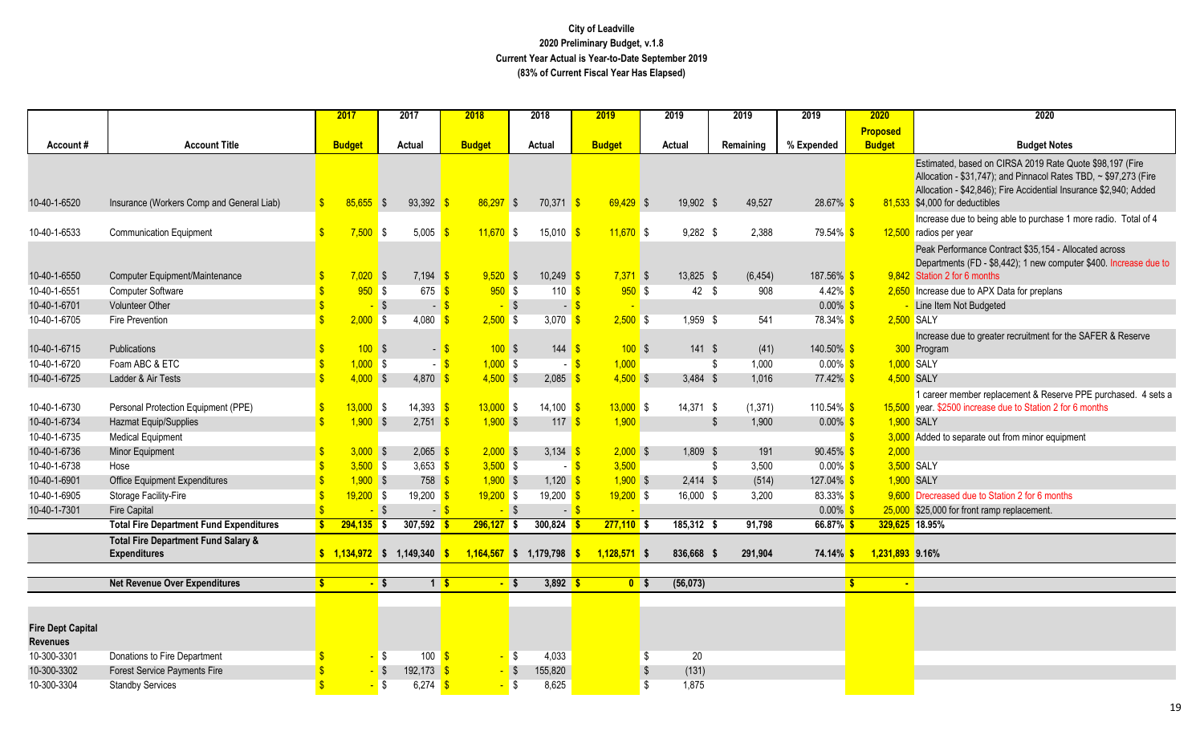# City of Leadville

## 2020 Preliminary Budget, v.1.8

### Current Year Actual is Year-to-Date September 2019

### (83% of Current Fiscal Year Has Elapsed)

| Account # | Account Title | 2017 Budget | 2017 Actual | 2018 Budget | 2018 Actual | 2019 Budget | 2019 Actual | 2019 Remaining | 2019 % Expended | 2020 Proposed Budget | 2020 Budget Notes |
|---|---|---|---|---|---|---|---|---|---|---|---|
| 10-40-1-6520 | Insurance (Workers Comp and General Liab) | $ 85,655 | $ 93,392 | $ 86,297 | $ 70,371 | $ 69,429 | $ 19,902 | $ 49,527 | 28.67% | $ 81,533 | Estimated, based on CIRSA 2019 Rate Quote $98,197 (Fire Allocation - $31,747); and Pinnacol Rates TBD, ~ $97,273 (Fire Allocation - $42,846); Fire Accidential Insurance $2,940; Added $4,000 for deductibles |
| 10-40-1-6533 | Communication Equipment | $ 7,500 | $ 5,005 | $ 11,670 | $ 15,010 | $ 11,670 | $ 9,282 | $ 2,388 | 79.54% | $ 12,500 | Increase due to being able to purchase 1 more radio. Total of 4 radios per year |
| 10-40-1-6550 | Computer Equipment/Maintenance | $ 7,020 | $ 7,194 | $ 9,520 | $ 10,249 | $ 7,371 | $ 13,825 | $ (6,454) | 187.56% | $ 9,842 | Peak Performance Contract $35,154 - Allocated across Departments (FD - $8,442); 1 new computer $400. Increase due to Station 2 for 6 months |
| 10-40-1-6551 | Computer Software | $ 950 | $ 675 | $ 950 | $ 110 | $ 950 | $ 42 | $ 908 | 4.42% | $ 2,650 | Increase due to APX Data for preplans |
| 10-40-1-6701 | Volunteer Other | $ - | $ - | $ - | $ - | $ - | | | 0.00% | $ - | Line Item Not Budgeted |
| 10-40-1-6705 | Fire Prevention | $ 2,000 | $ 4,080 | $ 2,500 | $ 3,070 | $ 2,500 | $ 1,959 | $ 541 | 78.34% | $ 2,500 | SALY |
| 10-40-1-6715 | Publications | $ 100 | $ - | $ 100 | $ 144 | $ 100 | $ 141 | $ (41) | 140.50% | $ 300 | Increase due to greater recruitment for the SAFER & Reserve Program |
| 10-40-1-6720 | Foam ABC & ETC | $ 1,000 | $ - | $ 1,000 | $ - | $ 1,000 | | $ 1,000 | 0.00% | $ 1,000 | SALY |
| 10-40-1-6725 | Ladder & Air Tests | $ 4,000 | $ 4,870 | $ 4,500 | $ 2,085 | $ 4,500 | $ 3,484 | $ 1,016 | 77.42% | $ 4,500 | SALY |
| 10-40-1-6730 | Personal Protection Equipment (PPE) | $ 13,000 | $ 14,393 | $ 13,000 | $ 14,100 | $ 13,000 | $ 14,371 | $ (1,371) | 110.54% | $ 15,500 | 1 career member replacement & Reserve PPE purchased. 4 sets a year. $2500 increase due to Station 2 for 6 months |
| 10-40-1-6734 | Hazmat Equip/Supplies | $ 1,900 | $ 2,751 | $ 1,900 | $ 117 | $ 1,900 | | $ 1,900 | 0.00% | $ 1,900 | SALY |
| 10-40-1-6735 | Medical Equipment | | | | | | | | | $ 3,000 | Added to separate out from minor equipment |
| 10-40-1-6736 | Minor Equipment | $ 3,000 | $ 2,065 | $ 2,000 | $ 3,134 | $ 2,000 | $ 1,809 | $ 191 | 90.45% | $ 2,000 | |
| 10-40-1-6738 | Hose | $ 3,500 | $ 3,653 | $ 3,500 | $ - | $ 3,500 | | $ 3,500 | 0.00% | $ 3,500 | SALY |
| 10-40-1-6901 | Office Equipment Expenditures | $ 1,900 | $ 758 | $ 1,900 | $ 1,120 | $ 1,900 | $ 2,414 | $ (514) | 127.04% | $ 1,900 | SALY |
| 10-40-1-6905 | Storage Facility-Fire | $ 19,200 | $ 19,200 | $ 19,200 | $ 19,200 | $ 19,200 | $ 16,000 | $ 3,200 | 83.33% | $ 9,600 | Drecreased due to Station 2 for 6 months |
| 10-40-1-7301 | Fire Capital | $ - | $ - | $ - | $ - | $ - | | | 0.00% | $ 25,000 | $25,000 for front ramp replacement. |
| | **Total Fire Department Fund Expenditures** | **$ 294,135** | **$ 307,592** | **$ 296,127** | **$ 300,824** | **$ 277,110** | **$ 185,312** | **$ 91,798** | **66.87%** | **$ 329,625** | **18.95%** |
| | **Total Fire Department Fund Salary & Expenditures** | **$ 1,134,972** | **$ 1,149,340** | **$ 1,164,567** | **$ 1,179,798** | **$ 1,128,571** | **$ 836,668** | **$ 291,904** | **74.14%** | **$ 1,231,893** | **9.16%** |
| | **Net Revenue Over Expenditures** | **$ -** | **$ 1** | **$ -** | **$ 3,892** | **$ 0** | **$ (56,073)** | | | **$ -** | |
| **Fire Dept Capital Revenues** | | | | | | | | | | | |
| 10-300-3301 | Donations to Fire Department | $ - | $ 100 | $ - | $ 4,033 | | $ 20 | | | | |
| 10-300-3302 | Forest Service Payments Fire | $ - | $ 192,173 | $ - | $ 155,820 | | $ (131) | | | | |
| 10-300-3304 | Standby Services | $ - | $ 6,274 | $ - | $ 8,625 | | $ 1,875 | | | | |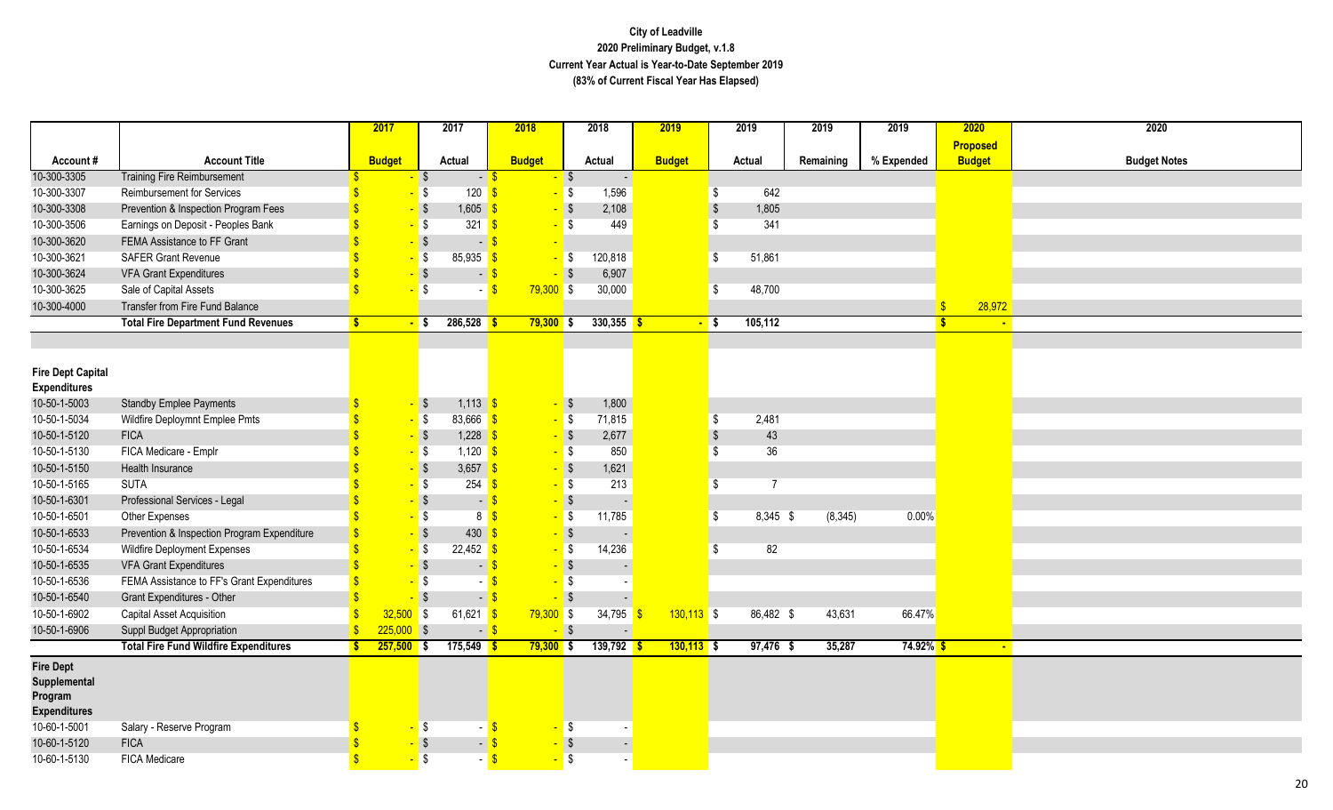**City of Leadville**
**2020 Preliminary Budget, v.1.8**
**Current Year Actual is Year-to-Date September 2019**
**(83% of Current Fiscal Year Has Elapsed)**

| Account # | Account Title | 2017 Budget | 2017 Actual | 2018 Budget | 2018 Actual | 2019 Budget | 2019 Actual | 2019 Remaining | 2019 % Expended | 2020 Proposed Budget | 2020 Budget Notes |
|---|---|---|---|---|---|---|---|---|---|---|---|
| 10-300-3305 | Training Fire Reimbursement | $ - | $ - | $ - | $ - | | | | | | |
| 10-300-3307 | Reimbursement for Services | $ - | $ 120 | $ - | $ 1,596 | | $ 642 | | | | |
| 10-300-3308 | Prevention & Inspection Program Fees | $ - | $ 1,605 | $ - | $ 2,108 | | $ 1,805 | | | | |
| 10-300-3506 | Earnings on Deposit - Peoples Bank | $ - | $ 321 | $ - | $ 449 | | $ 341 | | | | |
| 10-300-3620 | FEMA Assistance to FF Grant | $ - | $ - | $ - | | | | | | | |
| 10-300-3621 | SAFER Grant Revenue | $ - | $ 85,935 | $ - | $ 120,818 | | $ 51,861 | | | | |
| 10-300-3624 | VFA Grant Expenditures | $ - | $ - | $ - | $ 6,907 | | | | | | |
| 10-300-3625 | Sale of Capital Assets | $ - | $ - | $ 79,300 | $ 30,000 | | $ 48,700 | | | | |
| 10-300-4000 | Transfer from Fire Fund Balance | | | | | | | | | $ 28,972 | |
| | **Total Fire Department Fund Revenues** | **$ -** | **$ 286,528** | **$ 79,300** | **$ 330,355** | **$ -** | **$ 105,112** | | | **$ -** | |
| | | | | | | | | | | | |
| **Fire Dept Capital Expenditures** | | | | | | | | | | | |
| 10-50-1-5003 | Standby Emplee Payments | $ - | $ 1,113 | $ - | $ 1,800 | | | | | | |
| 10-50-1-5034 | Wildfire Deploymnt Emplee Pmts | $ - | $ 83,666 | $ - | $ 71,815 | | $ 2,481 | | | | |
| 10-50-1-5120 | FICA | $ - | $ 1,228 | $ - | $ 2,677 | | $ 43 | | | | |
| 10-50-1-5130 | FICA Medicare - Emplr | $ - | $ 1,120 | $ - | $ 850 | | $ 36 | | | | |
| 10-50-1-5150 | Health Insurance | $ - | $ 3,657 | $ - | $ 1,621 | | | | | | |
| 10-50-1-5165 | SUTA | $ - | $ 254 | $ - | $ 213 | | $ 7 | | | | |
| 10-50-1-6301 | Professional Services - Legal | $ - | $ - | $ - | $ - | | | | | | |
| 10-50-1-6501 | Other Expenses | $ - | $ 8 | $ - | $ 11,785 | | $ 8,345 | $ (8,345) | 0.00% | | |
| 10-50-1-6533 | Prevention & Inspection Program Expenditure | $ - | $ 430 | $ - | $ - | | | | | | |
| 10-50-1-6534 | Wildfire Deployment Expenses | $ - | $ 22,452 | $ - | $ 14,236 | | $ 82 | | | | |
| 10-50-1-6535 | VFA Grant Expenditures | $ - | $ - | $ - | $ - | | | | | | |
| 10-50-1-6536 | FEMA Assistance to FF's Grant Expenditures | $ - | $ - | $ - | $ - | | | | | | |
| 10-50-1-6540 | Grant Expenditures - Other | $ - | $ - | $ - | $ - | | | | | | |
| 10-50-1-6902 | Capital Asset Acquisition | $ 32,500 | $ 61,621 | $ 79,300 | $ 34,795 | $ 130,113 | $ 86,482 | $ 43,631 | 66.47% | | |
| 10-50-1-6906 | Suppl Budget Appropriation | $ 225,000 | $ - | $ - | $ - | | | | | | |
| | **Total Fire Fund Wildfire Expenditures** | **$ 257,500** | **$ 175,549** | **$ 79,300** | **$ 139,792** | **$ 130,113** | **$ 97,476** | **$ 35,287** | **74.92%** | **$ -** | |
| **Fire Dept Supplemental Program Expenditures** | | | | | | | | | | | |
| 10-60-1-5001 | Salary - Reserve Program | $ - | $ - | $ - | $ - | | | | | | |
| 10-60-1-5120 | FICA | $ - | $ - | $ - | $ - | | | | | | |
| 10-60-1-5130 | FICA Medicare | $ - | $ - | $ - | $ - | | | | | | |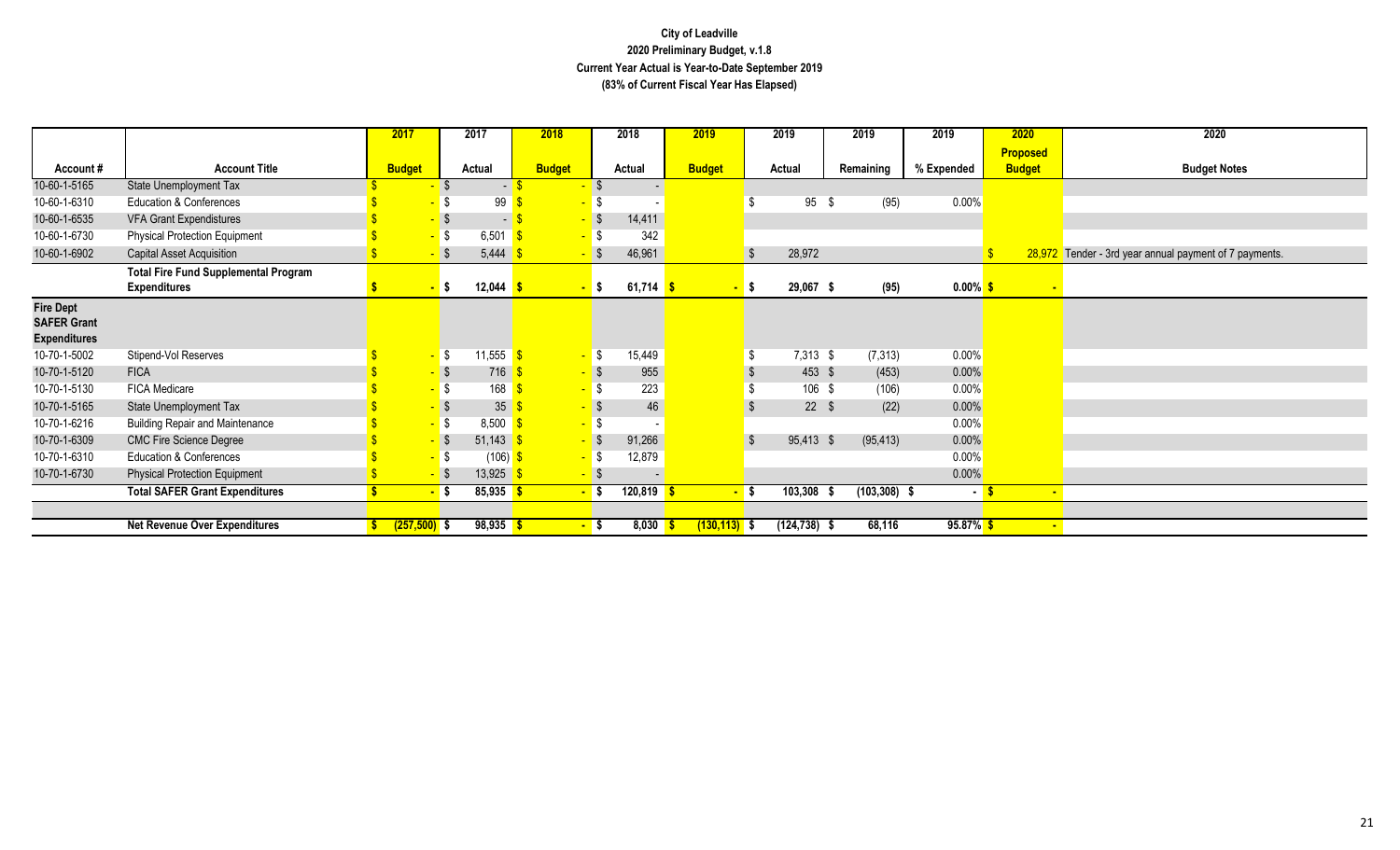**City of Leadville**
**2020 Preliminary Budget, v.1.8**
**Current Year Actual is Year-to-Date September 2019**
**(83% of Current Fiscal Year Has Elapsed)**

| Account # | Account Title | 2017 Budget | 2017 Actual | 2018 Budget | 2018 Actual | 2019 Budget | 2019 Actual | 2019 Remaining | 2019 % Expended | 2020 Proposed Budget | 2020 Budget Notes |
|---|---|---|---|---|---|---|---|---|---|---|---|
| 10-60-1-5165 | State Unemployment Tax | $ - | $ - | $ - | $ - | | | | | | |
| 10-60-1-6310 | Education & Conferences | $ - | $ 99 | $ - | $ - | | $ 95 | $ (95) | 0.00% | | |
| 10-60-1-6535 | VFA Grant Expenditures | $ - | $ - | $ - | $ 14,411 | | | | | | |
| 10-60-1-6730 | Physical Protection Equipment | $ - | $ 6,501 | $ - | $ 342 | | | | | | |
| 10-60-1-6902 | Capital Asset Acquisition | $ - | $ 5,444 | $ - | $ 46,961 | | $ 28,972 | | | $ 28,972 | Tender - 3rd year annual payment of 7 payments. |
| | **Total Fire Fund Supplemental Program Expenditures** | **$ -** | **$ 12,044** | **$ -** | **$ 61,714** | **$ -** | **$ 29,067** | **$ (95)** | **0.00%** | **$ -** | |
| **Fire Dept SAFER Grant Expenditures** | | | | | | | | | | | |
| 10-70-1-5002 | Stipend-Vol Reserves | $ - | $ 11,555 | $ - | $ 15,449 | | $ 7,313 | $ (7,313) | 0.00% | | |
| 10-70-1-5120 | FICA | $ - | $ 716 | $ - | $ 955 | | $ 453 | $ (453) | 0.00% | | |
| 10-70-1-5130 | FICA Medicare | $ - | $ 168 | $ - | $ 223 | | $ 106 | $ (106) | 0.00% | | |
| 10-70-1-5165 | State Unemployment Tax | $ - | $ 35 | $ - | $ 46 | | $ 22 | $ (22) | 0.00% | | |
| 10-70-1-6216 | Building Repair and Maintenance | $ - | $ 8,500 | $ - | $ - | | | | 0.00% | | |
| 10-70-1-6309 | CMC Fire Science Degree | $ - | $ 51,143 | $ - | $ 91,266 | | $ 95,413 | $ (95,413) | 0.00% | | |
| 10-70-1-6310 | Education & Conferences | $ - | $ (106) | $ - | $ 12,879 | | | | 0.00% | | |
| 10-70-1-6730 | Physical Protection Equipment | $ - | $ 13,925 | $ - | $ - | | | | 0.00% | | |
| | **Total SAFER Grant Expenditures** | **$ -** | **$ 85,935** | **$ -** | **$ 120,819** | **$ -** | **$ 103,308** | **$ (103,308)** | **$ -** | **$ -** | |
| | | | | | | | | | | | |
| | **Net Revenue Over Expenditures** | **$ (257,500)** | **$ 98,935** | **$ -** | **$ 8,030** | **$ (130,113)** | **$ (124,738)** | **$ 68,116** | **95.87%** | **$ -** | |